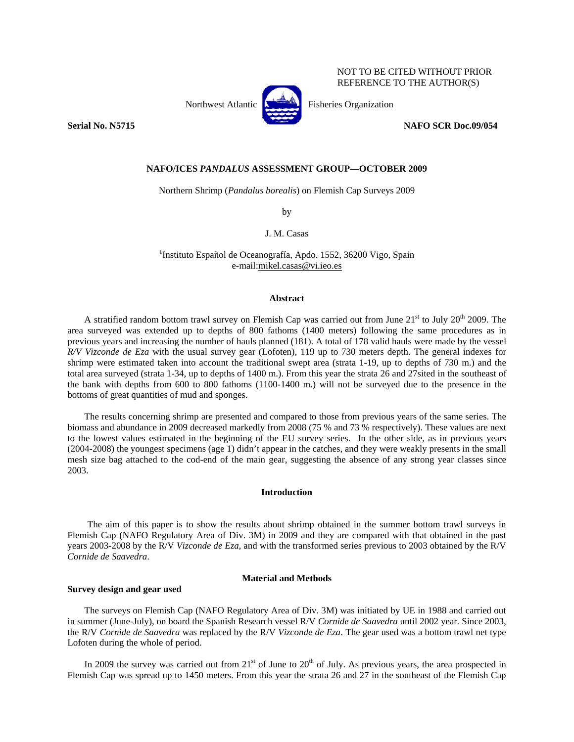NOT TO BE CITED WITHOUT PRIOR REFERENCE TO THE AUTHOR(S)

Northwest Atlantic Fisheries Organization

**Serial No. N5715** **NAFO SCR Doc.09/054**

## NAFO/ICES *PANDALUS* ASSESSMENT GROUP—OCTOBER 2009

Northern Shrimp (*Pandalus borealis*) on Flemish Cap Surveys 2009

by

J. M. Casas

[1]Instituto Español de Oceanografía, Apdo. 1552, 36200 Vigo, Spain
e-mail:mikel.casas@vi.ieo.es

### Abstract

A stratified random bottom trawl survey on Flemish Cap was carried out from June 21[st] to July 20[th] 2009. The area surveyed was extended up to depths of 800 fathoms (1400 meters) following the same procedures as in previous years and increasing the number of hauls planned (181). A total of 178 valid hauls were made by the vessel *R/V Vizconde de Eza* with the usual survey gear (Lofoten), 119 up to 730 meters depth. The general indexes for shrimp were estimated taken into account the traditional swept area (strata 1-19, up to depths of 730 m.) and the total area surveyed (strata 1-34, up to depths of 1400 m.). From this year the strata 26 and 27sited in the southeast of the bank with depths from 600 to 800 fathoms (1100-1400 m.) will not be surveyed due to the presence in the bottoms of great quantities of mud and sponges.

The results concerning shrimp are presented and compared to those from previous years of the same series. The biomass and abundance in 2009 decreased markedly from 2008 (75 % and 73 % respectively). These values are next to the lowest values estimated in the beginning of the EU survey series. In the other side, as in previous years (2004-2008) the youngest specimens (age 1) didn't appear in the catches, and they were weakly presents in the small mesh size bag attached to the cod-end of the main gear, suggesting the absence of any strong year classes since 2003.

### Introduction

The aim of this paper is to show the results about shrimp obtained in the summer bottom trawl surveys in Flemish Cap (NAFO Regulatory Area of Div. 3M) in 2009 and they are compared with that obtained in the past years 2003-2008 by the R/V *Vizconde de Eza*, and with the transformed series previous to 2003 obtained by the R/V *Cornide de Saavedra*.

### Material and Methods

#### Survey design and gear used

The surveys on Flemish Cap (NAFO Regulatory Area of Div. 3M) was initiated by UE in 1988 and carried out in summer (June-July), on board the Spanish Research vessel R/V *Cornide de Saavedra* until 2002 year. Since 2003, the R/V *Cornide de Saavedra* was replaced by the R/V *Vizconde de Eza*. The gear used was a bottom trawl net type Lofoten during the whole of period.

In 2009 the survey was carried out from 21[st] of June to 20[th] of July. As previous years, the area prospected in Flemish Cap was spread up to 1450 meters. From this year the strata 26 and 27 in the southeast of the Flemish Cap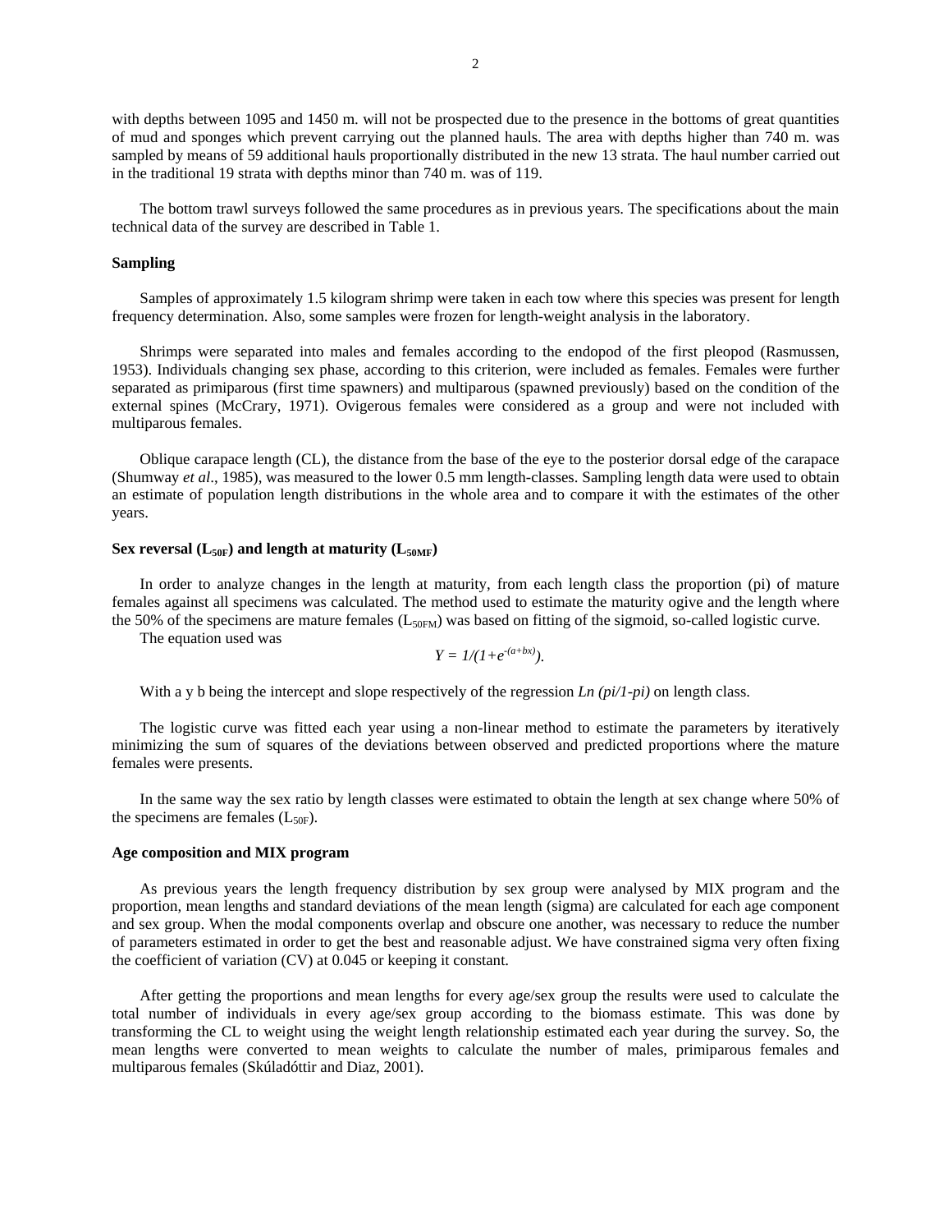with depths between 1095 and 1450 m. will not be prospected due to the presence in the bottoms of great quantities of mud and sponges which prevent carrying out the planned hauls. The area with depths higher than 740 m. was sampled by means of 59 additional hauls proportionally distributed in the new 13 strata. The haul number carried out in the traditional 19 strata with depths minor than 740 m. was of 119.

The bottom trawl surveys followed the same procedures as in previous years. The specifications about the main technical data of the survey are described in Table 1.

**Sampling**

Samples of approximately 1.5 kilogram shrimp were taken in each tow where this species was present for length frequency determination. Also, some samples were frozen for length-weight analysis in the laboratory.

Shrimps were separated into males and females according to the endopod of the first pleopod (Rasmussen, 1953). Individuals changing sex phase, according to this criterion, were included as females. Females were further separated as primiparous (first time spawners) and multiparous (spawned previously) based on the condition of the external spines (McCrary, 1971). Ovigerous females were considered as a group and were not included with multiparous females.

Oblique carapace length (CL), the distance from the base of the eye to the posterior dorsal edge of the carapace (Shumway *et al*., 1985), was measured to the lower 0.5 mm length-classes. Sampling length data were used to obtain an estimate of population length distributions in the whole area and to compare it with the estimates of the other years.

**Sex reversal ($L_{50F}$) and length at maturity ($L_{50MF}$)**

In order to analyze changes in the length at maturity, from each length class the proportion (pi) of mature females against all specimens was calculated. The method used to estimate the maturity ogive and the length where the 50% of the specimens are mature females ($L_{50FM}$) was based on fitting of the sigmoid, so-called logistic curve.

The equation used was

$$Y = 1/(1+e^{-(a+bx)}).$$

With a y b being the intercept and slope respectively of the regression $Ln\,(pi/1-pi)$ on length class.

The logistic curve was fitted each year using a non-linear method to estimate the parameters by iteratively minimizing the sum of squares of the deviations between observed and predicted proportions where the mature females were presents.

In the same way the sex ratio by length classes were estimated to obtain the length at sex change where 50% of the specimens are females ($L_{50F}$).

**Age composition and MIX program**

As previous years the length frequency distribution by sex group were analysed by MIX program and the proportion, mean lengths and standard deviations of the mean length (sigma) are calculated for each age component and sex group. When the modal components overlap and obscure one another, was necessary to reduce the number of parameters estimated in order to get the best and reasonable adjust. We have constrained sigma very often fixing the coefficient of variation (CV) at 0.045 or keeping it constant.

After getting the proportions and mean lengths for every age/sex group the results were used to calculate the total number of individuals in every age/sex group according to the biomass estimate. This was done by transforming the CL to weight using the weight length relationship estimated each year during the survey. So, the mean lengths were converted to mean weights to calculate the number of males, primiparous females and multiparous females (Skúladóttir and Diaz, 2001).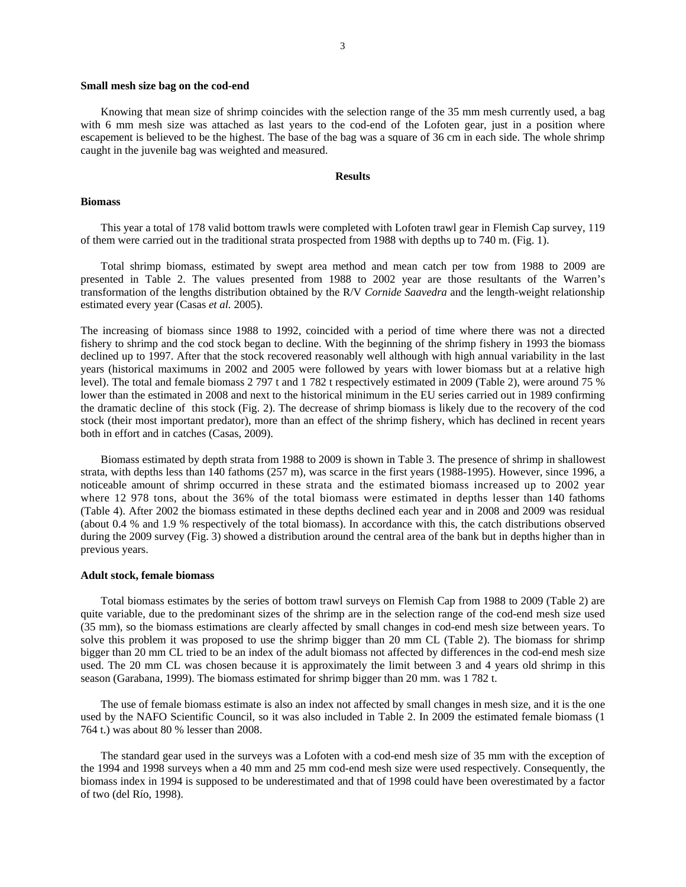**Small mesh size bag on the cod-end**

Knowing that mean size of shrimp coincides with the selection range of the 35 mm mesh currently used, a bag with 6 mm mesh size was attached as last years to the cod-end of the Lofoten gear, just in a position where escapement is believed to be the highest. The base of the bag was a square of 36 cm in each side. The whole shrimp caught in the juvenile bag was weighted and measured.

## Results

**Biomass**

This year a total of 178 valid bottom trawls were completed with Lofoten trawl gear in Flemish Cap survey, 119 of them were carried out in the traditional strata prospected from 1988 with depths up to 740 m. (Fig. 1).

Total shrimp biomass, estimated by swept area method and mean catch per tow from 1988 to 2009 are presented in Table 2. The values presented from 1988 to 2002 year are those resultants of the Warren's transformation of the lengths distribution obtained by the R/V *Cornide Saavedra* and the length-weight relationship estimated every year (Casas *et al.* 2005).

The increasing of biomass since 1988 to 1992, coincided with a period of time where there was not a directed fishery to shrimp and the cod stock began to decline. With the beginning of the shrimp fishery in 1993 the biomass declined up to 1997. After that the stock recovered reasonably well although with high annual variability in the last years (historical maximums in 2002 and 2005 were followed by years with lower biomass but at a relative high level). The total and female biomass 2 797 t and 1 782 t respectively estimated in 2009 (Table 2), were around 75 % lower than the estimated in 2008 and next to the historical minimum in the EU series carried out in 1989 confirming the dramatic decline of this stock (Fig. 2). The decrease of shrimp biomass is likely due to the recovery of the cod stock (their most important predator), more than an effect of the shrimp fishery, which has declined in recent years both in effort and in catches (Casas, 2009).

Biomass estimated by depth strata from 1988 to 2009 is shown in Table 3. The presence of shrimp in shallowest strata, with depths less than 140 fathoms (257 m), was scarce in the first years (1988-1995). However, since 1996, a noticeable amount of shrimp occurred in these strata and the estimated biomass increased up to 2002 year where 12 978 tons, about the 36% of the total biomass were estimated in depths lesser than 140 fathoms (Table 4). After 2002 the biomass estimated in these depths declined each year and in 2008 and 2009 was residual (about 0.4 % and 1.9 % respectively of the total biomass). In accordance with this, the catch distributions observed during the 2009 survey (Fig. 3) showed a distribution around the central area of the bank but in depths higher than in previous years.

**Adult stock, female biomass**

Total biomass estimates by the series of bottom trawl surveys on Flemish Cap from 1988 to 2009 (Table 2) are quite variable, due to the predominant sizes of the shrimp are in the selection range of the cod-end mesh size used (35 mm), so the biomass estimations are clearly affected by small changes in cod-end mesh size between years. To solve this problem it was proposed to use the shrimp bigger than 20 mm CL (Table 2). The biomass for shrimp bigger than 20 mm CL tried to be an index of the adult biomass not affected by differences in the cod-end mesh size used. The 20 mm CL was chosen because it is approximately the limit between 3 and 4 years old shrimp in this season (Garabana, 1999). The biomass estimated for shrimp bigger than 20 mm. was 1 782 t.

The use of female biomass estimate is also an index not affected by small changes in mesh size, and it is the one used by the NAFO Scientific Council, so it was also included in Table 2. In 2009 the estimated female biomass (1 764 t.) was about 80 % lesser than 2008.

The standard gear used in the surveys was a Lofoten with a cod-end mesh size of 35 mm with the exception of the 1994 and 1998 surveys when a 40 mm and 25 mm cod-end mesh size were used respectively. Consequently, the biomass index in 1994 is supposed to be underestimated and that of 1998 could have been overestimated by a factor of two (del Río, 1998).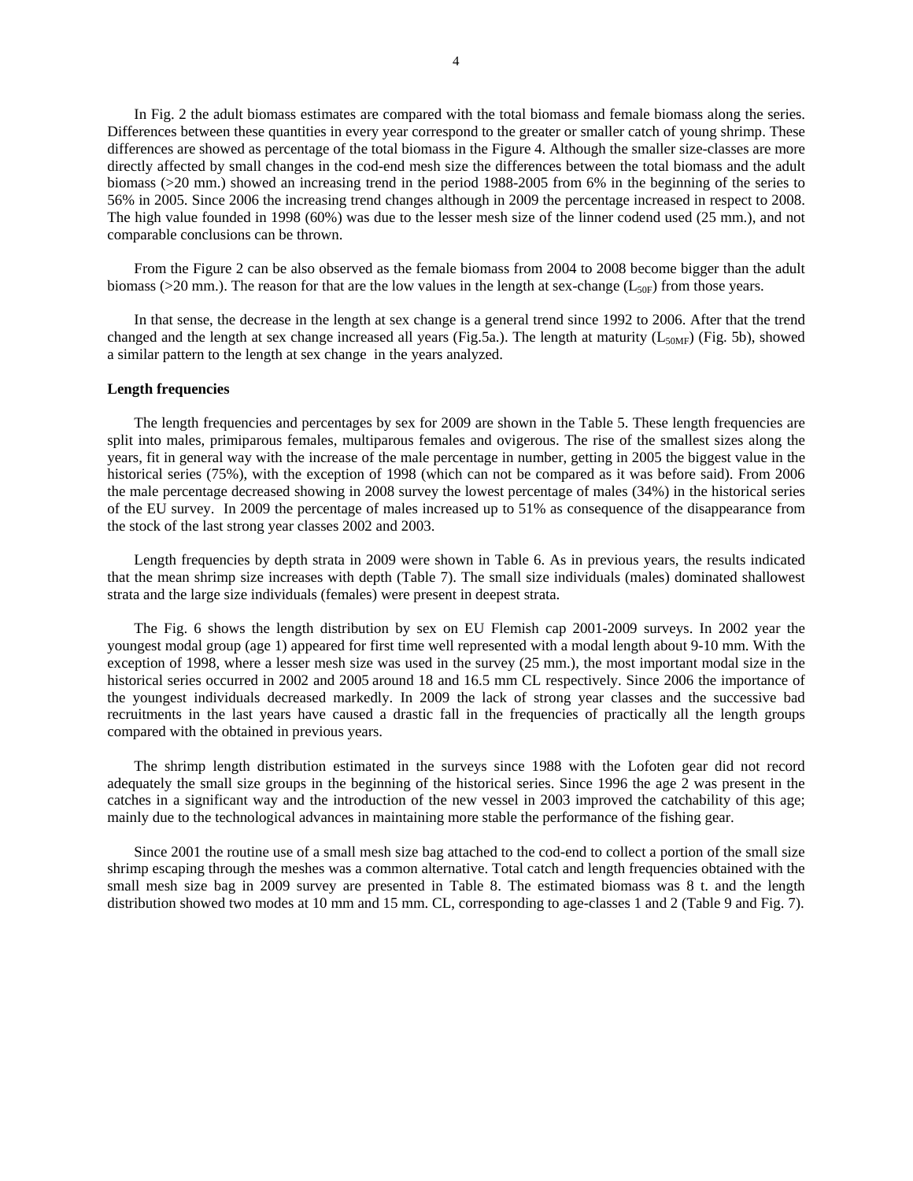In Fig. 2 the adult biomass estimates are compared with the total biomass and female biomass along the series. Differences between these quantities in every year correspond to the greater or smaller catch of young shrimp. These differences are showed as percentage of the total biomass in the Figure 4. Although the smaller size-classes are more directly affected by small changes in the cod-end mesh size the differences between the total biomass and the adult biomass (>20 mm.) showed an increasing trend in the period 1988-2005 from 6% in the beginning of the series to 56% in 2005. Since 2006 the increasing trend changes although in 2009 the percentage increased in respect to 2008. The high value founded in 1998 (60%) was due to the lesser mesh size of the linner codend used (25 mm.), and not comparable conclusions can be thrown.

From the Figure 2 can be also observed as the female biomass from 2004 to 2008 become bigger than the adult biomass (>20 mm.). The reason for that are the low values in the length at sex-change ($L_{50F}$) from those years.

In that sense, the decrease in the length at sex change is a general trend since 1992 to 2006. After that the trend changed and the length at sex change increased all years (Fig.5a.). The length at maturity ($L_{50MF}$) (Fig. 5b), showed a similar pattern to the length at sex change in the years analyzed.

**Length frequencies**

The length frequencies and percentages by sex for 2009 are shown in the Table 5. These length frequencies are split into males, primiparous females, multiparous females and ovigerous. The rise of the smallest sizes along the years, fit in general way with the increase of the male percentage in number, getting in 2005 the biggest value in the historical series (75%), with the exception of 1998 (which can not be compared as it was before said). From 2006 the male percentage decreased showing in 2008 survey the lowest percentage of males (34%) in the historical series of the EU survey. In 2009 the percentage of males increased up to 51% as consequence of the disappearance from the stock of the last strong year classes 2002 and 2003.

Length frequencies by depth strata in 2009 were shown in Table 6. As in previous years, the results indicated that the mean shrimp size increases with depth (Table 7). The small size individuals (males) dominated shallowest strata and the large size individuals (females) were present in deepest strata.

The Fig. 6 shows the length distribution by sex on EU Flemish cap 2001-2009 surveys. In 2002 year the youngest modal group (age 1) appeared for first time well represented with a modal length about 9-10 mm. With the exception of 1998, where a lesser mesh size was used in the survey (25 mm.), the most important modal size in the historical series occurred in 2002 and 2005 around 18 and 16.5 mm CL respectively. Since 2006 the importance of the youngest individuals decreased markedly. In 2009 the lack of strong year classes and the successive bad recruitments in the last years have caused a drastic fall in the frequencies of practically all the length groups compared with the obtained in previous years.

The shrimp length distribution estimated in the surveys since 1988 with the Lofoten gear did not record adequately the small size groups in the beginning of the historical series. Since 1996 the age 2 was present in the catches in a significant way and the introduction of the new vessel in 2003 improved the catchability of this age; mainly due to the technological advances in maintaining more stable the performance of the fishing gear.

Since 2001 the routine use of a small mesh size bag attached to the cod-end to collect a portion of the small size shrimp escaping through the meshes was a common alternative. Total catch and length frequencies obtained with the small mesh size bag in 2009 survey are presented in Table 8. The estimated biomass was 8 t. and the length distribution showed two modes at 10 mm and 15 mm. CL, corresponding to age-classes 1 and 2 (Table 9 and Fig. 7).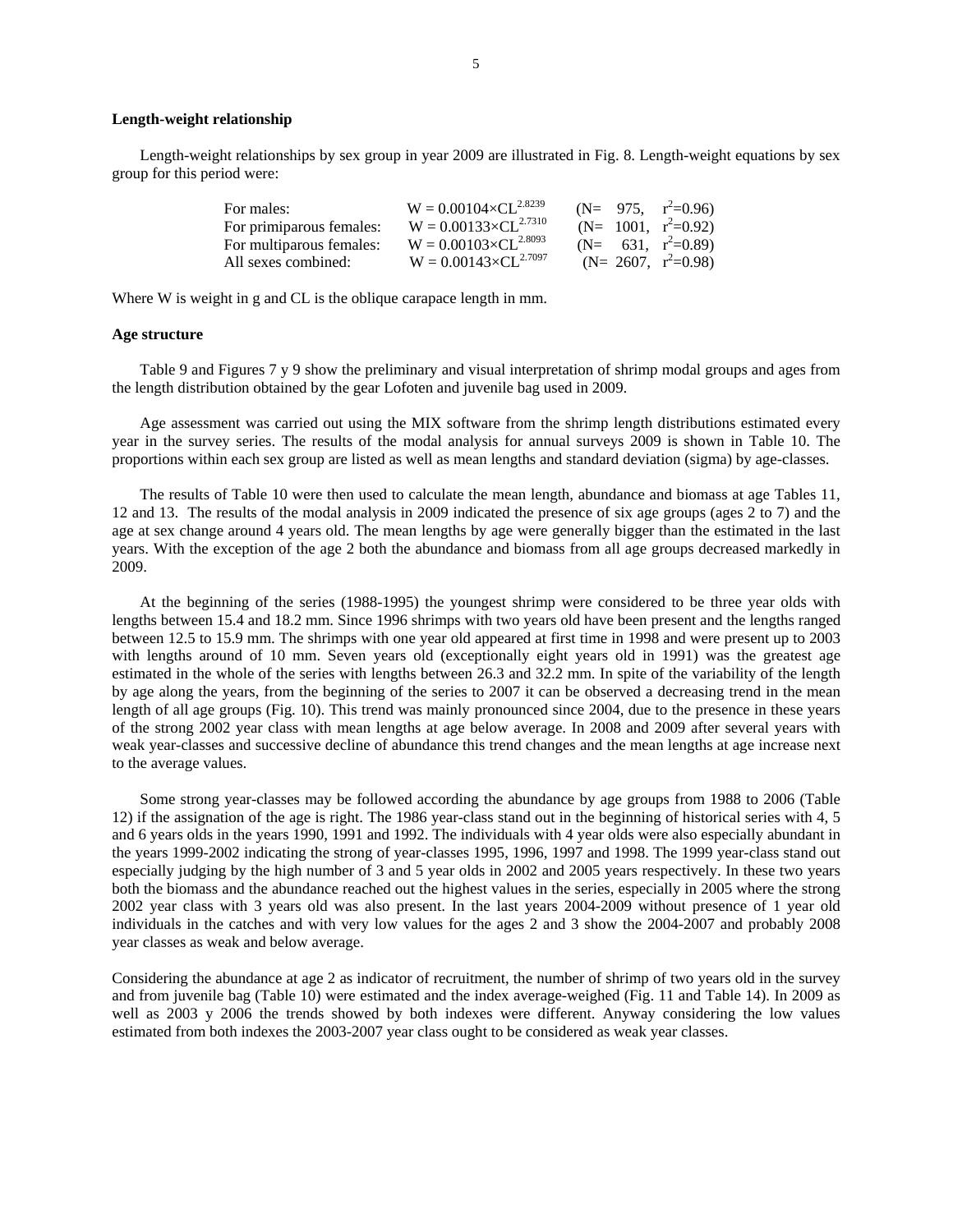**Length-weight relationship**

Length-weight relationships by sex group in year 2009 are illustrated in Fig. 8. Length-weight equations by sex group for this period were:

| | | |
|---|---|---|
| For males: | $W = 0.00104 \times CL^{2.8239}$ | (N= 975, $r^2$=0.96) |
| For primiparous females: | $W = 0.00133 \times CL^{2.7310}$ | (N= 1001, $r^2$=0.92) |
| For multiparous females: | $W = 0.00103 \times CL^{2.8093}$ | (N= 631, $r^2$=0.89) |
| All sexes combined: | $W = 0.00143 \times CL^{2.7097}$ | (N= 2607, $r^2$=0.98) |

Where W is weight in g and CL is the oblique carapace length in mm.

**Age structure**

Table 9 and Figures 7 y 9 show the preliminary and visual interpretation of shrimp modal groups and ages from the length distribution obtained by the gear Lofoten and juvenile bag used in 2009.

Age assessment was carried out using the MIX software from the shrimp length distributions estimated every year in the survey series. The results of the modal analysis for annual surveys 2009 is shown in Table 10. The proportions within each sex group are listed as well as mean lengths and standard deviation (sigma) by age-classes.

The results of Table 10 were then used to calculate the mean length, abundance and biomass at age Tables 11, 12 and 13. The results of the modal analysis in 2009 indicated the presence of six age groups (ages 2 to 7) and the age at sex change around 4 years old. The mean lengths by age were generally bigger than the estimated in the last years. With the exception of the age 2 both the abundance and biomass from all age groups decreased markedly in 2009.

At the beginning of the series (1988-1995) the youngest shrimp were considered to be three year olds with lengths between 15.4 and 18.2 mm. Since 1996 shrimps with two years old have been present and the lengths ranged between 12.5 to 15.9 mm. The shrimps with one year old appeared at first time in 1998 and were present up to 2003 with lengths around of 10 mm. Seven years old (exceptionally eight years old in 1991) was the greatest age estimated in the whole of the series with lengths between 26.3 and 32.2 mm. In spite of the variability of the length by age along the years, from the beginning of the series to 2007 it can be observed a decreasing trend in the mean length of all age groups (Fig. 10). This trend was mainly pronounced since 2004, due to the presence in these years of the strong 2002 year class with mean lengths at age below average. In 2008 and 2009 after several years with weak year-classes and successive decline of abundance this trend changes and the mean lengths at age increase next to the average values.

Some strong year-classes may be followed according the abundance by age groups from 1988 to 2006 (Table 12) if the assignation of the age is right. The 1986 year-class stand out in the beginning of historical series with 4, 5 and 6 years olds in the years 1990, 1991 and 1992. The individuals with 4 year olds were also especially abundant in the years 1999-2002 indicating the strong of year-classes 1995, 1996, 1997 and 1998. The 1999 year-class stand out especially judging by the high number of 3 and 5 year olds in 2002 and 2005 years respectively. In these two years both the biomass and the abundance reached out the highest values in the series, especially in 2005 where the strong 2002 year class with 3 years old was also present. In the last years 2004-2009 without presence of 1 year old individuals in the catches and with very low values for the ages 2 and 3 show the 2004-2007 and probably 2008 year classes as weak and below average.

Considering the abundance at age 2 as indicator of recruitment, the number of shrimp of two years old in the survey and from juvenile bag (Table 10) were estimated and the index average-weighed (Fig. 11 and Table 14). In 2009 as well as 2003 y 2006 the trends showed by both indexes were different. Anyway considering the low values estimated from both indexes the 2003-2007 year class ought to be considered as weak year classes.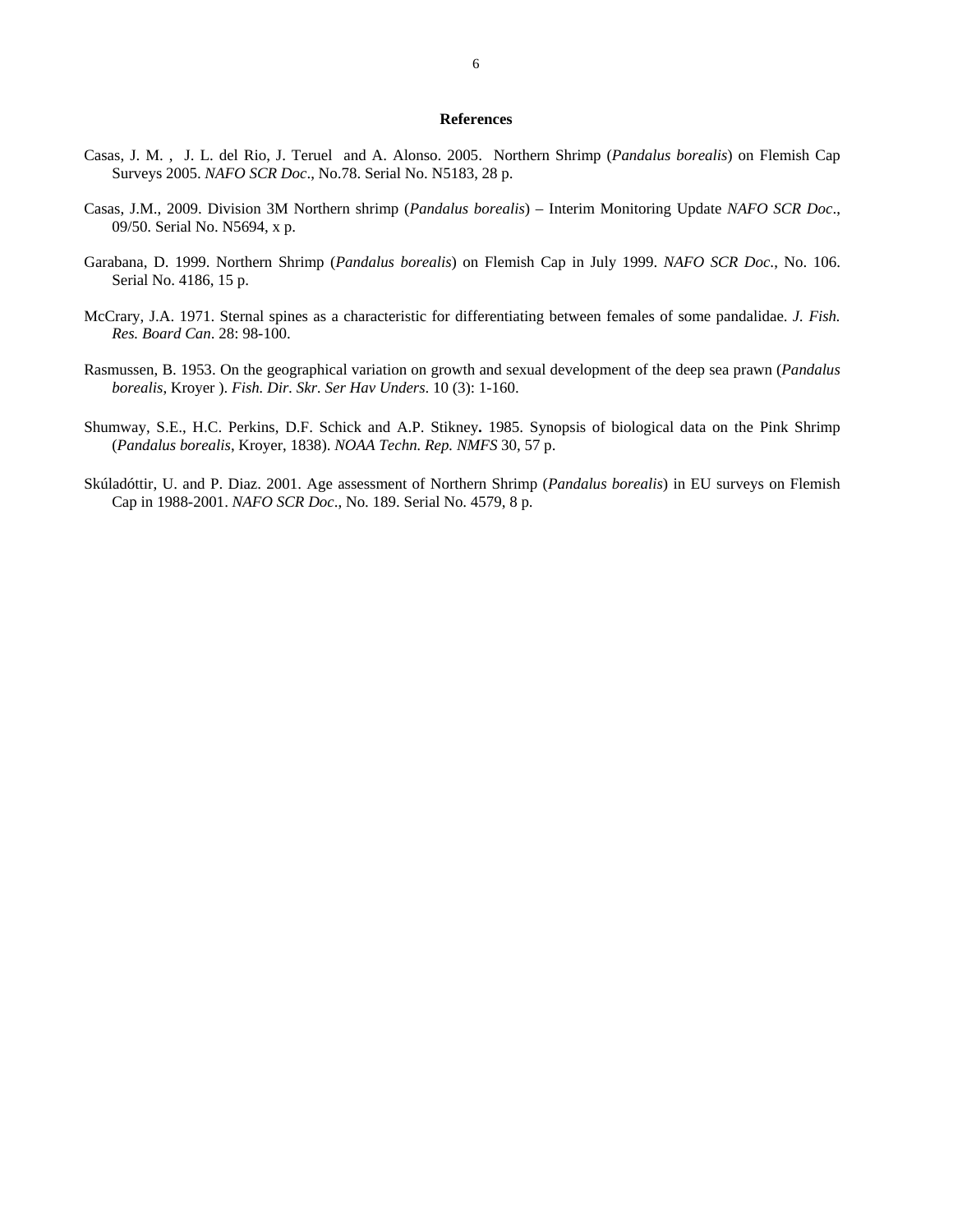## References

Casas, J. M. , J. L. del Rio, J. Teruel and A. Alonso. 2005. Northern Shrimp (*Pandalus borealis*) on Flemish Cap Surveys 2005. *NAFO SCR Doc*., No.78. Serial No. N5183, 28 p.

Casas, J.M., 2009. Division 3M Northern shrimp (*Pandalus borealis*) – Interim Monitoring Update *NAFO SCR Doc*., 09/50. Serial No. N5694, x p.

Garabana, D. 1999. Northern Shrimp (*Pandalus borealis*) on Flemish Cap in July 1999. *NAFO SCR Doc*., No. 106. Serial No. 4186, 15 p.

McCrary, J.A. 1971. Sternal spines as a characteristic for differentiating between females of some pandalidae. *J. Fish. Res. Board Can*. 28: 98-100.

Rasmussen, B. 1953. On the geographical variation on growth and sexual development of the deep sea prawn (*Pandalus borealis*, Kroyer ). *Fish. Dir. Skr. Ser Hav Unders*. 10 (3): 1-160.

Shumway, S.E., H.C. Perkins, D.F. Schick and A.P. Stikney**.** 1985. Synopsis of biological data on the Pink Shrimp (*Pandalus borealis*, Kroyer, 1838). *NOAA Techn. Rep. NMFS* 30, 57 p.

Skúladóttir, U. and P. Diaz. 2001. Age assessment of Northern Shrimp (*Pandalus borealis*) in EU surveys on Flemish Cap in 1988-2001. *NAFO SCR Doc*., No. 189. Serial No. 4579, 8 p.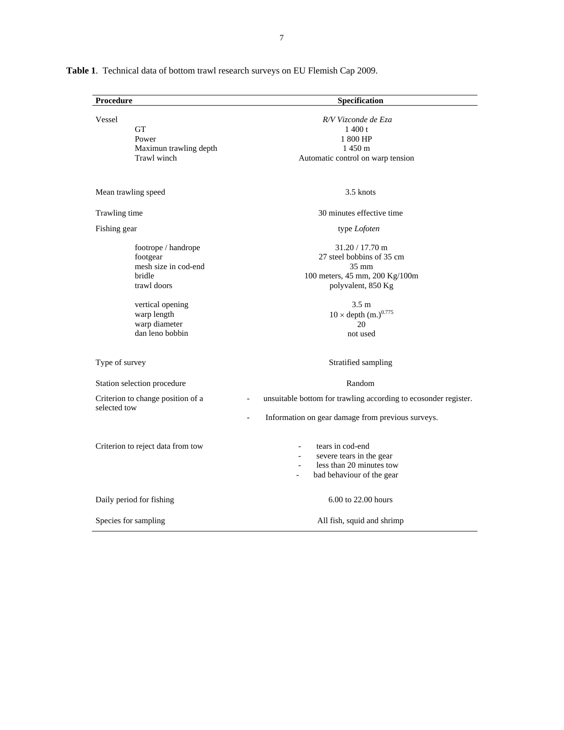**Table 1**. Technical data of bottom trawl research surveys on EU Flemish Cap 2009.

| Procedure | Specification |
|---|---|
| Vessel | *R/V Vizconde de Eza* |
| GT | 1 400 t |
| Power | 1 800 HP |
| Maximun trawling depth | 1 450 m |
| Trawl winch | Automatic control on warp tension |
| Mean trawling speed | 3.5 knots |
| Trawling time | 30 minutes effective time |
| Fishing gear | type *Lofoten* |
| footrope / handrope | 31.20 / 17.70 m |
| footgear | 27 steel bobbins of 35 cm |
| mesh size in cod-end | 35 mm |
| bridle | 100 meters, 45 mm, 200 Kg/100m |
| trawl doors | polyvalent, 850 Kg |
| vertical opening | 3.5 m |
| warp length | $10 \times \text{depth (m.)}^{0.775}$ |
| warp diameter | 20 |
| dan leno bobbin | not used |
| Type of survey | Stratified sampling |
| Station selection procedure | Random |
| Criterion to change position of a selected tow | - unsuitable bottom for trawling according to ecosonder register.<br>- Information on gear damage from previous surveys. |
| Criterion to reject data from tow | - tears in cod-end<br>- severe tears in the gear<br>- less than 20 minutes tow<br>- bad behaviour of the gear |
| Daily period for fishing | 6.00 to 22.00 hours |
| Species for sampling | All fish, squid and shrimp |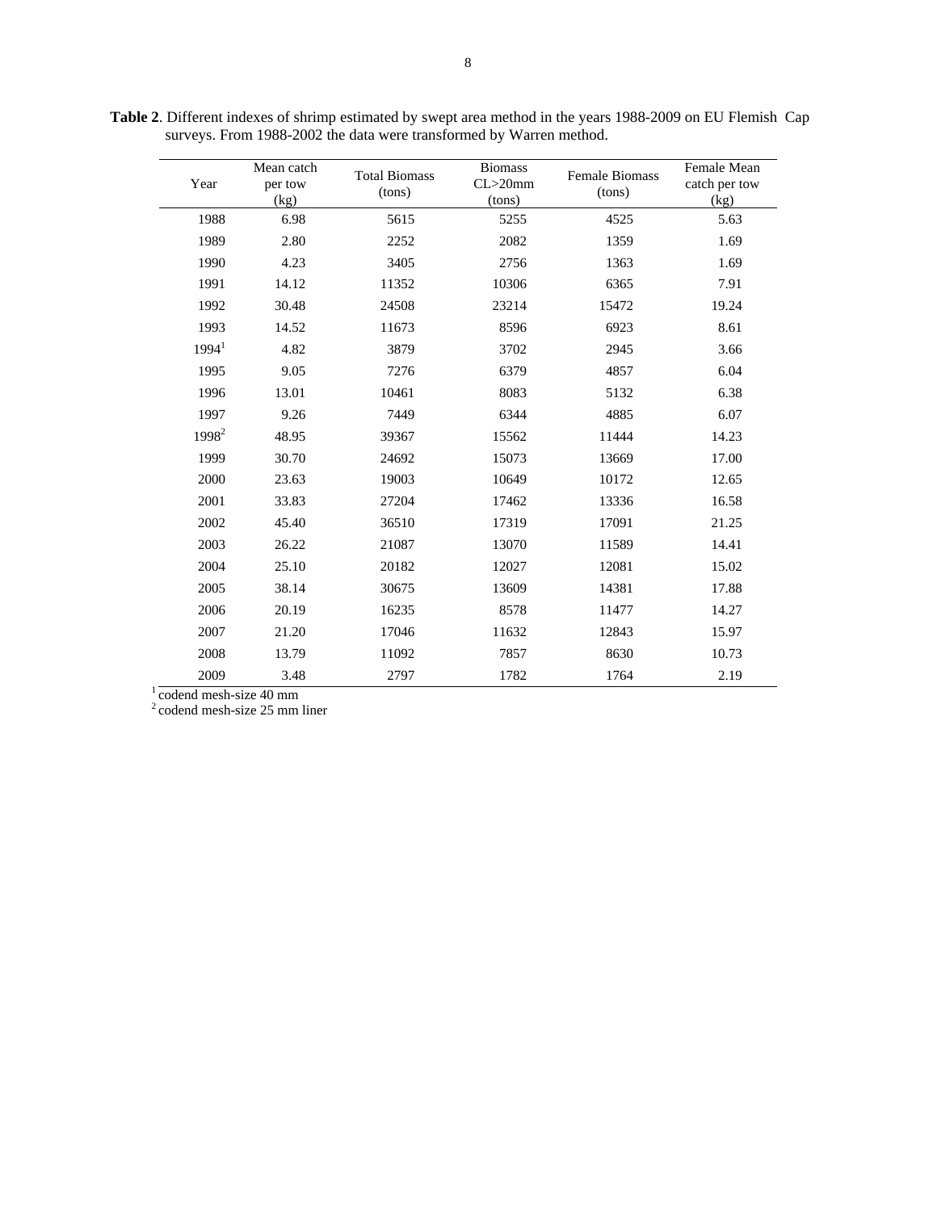**Table 2**. Different indexes of shrimp estimated by swept area method in the years 1988-2009 on EU Flemish Cap surveys. From 1988-2002 the data were transformed by Warren method.

| Year | Mean catch per tow (kg) | Total Biomass (tons) | Biomass CL>20mm (tons) | Female Biomass (tons) | Female Mean catch per tow (kg) |
|---|---|---|---|---|---|
| 1988 | 6.98 | 5615 | 5255 | 4525 | 5.63 |
| 1989 | 2.80 | 2252 | 2082 | 1359 | 1.69 |
| 1990 | 4.23 | 3405 | 2756 | 1363 | 1.69 |
| 1991 | 14.12 | 11352 | 10306 | 6365 | 7.91 |
| 1992 | 30.48 | 24508 | 23214 | 15472 | 19.24 |
| 1993 | 14.52 | 11673 | 8596 | 6923 | 8.61 |
| 1994[1] | 4.82 | 3879 | 3702 | 2945 | 3.66 |
| 1995 | 9.05 | 7276 | 6379 | 4857 | 6.04 |
| 1996 | 13.01 | 10461 | 8083 | 5132 | 6.38 |
| 1997 | 9.26 | 7449 | 6344 | 4885 | 6.07 |
| 1998[2] | 48.95 | 39367 | 15562 | 11444 | 14.23 |
| 1999 | 30.70 | 24692 | 15073 | 13669 | 17.00 |
| 2000 | 23.63 | 19003 | 10649 | 10172 | 12.65 |
| 2001 | 33.83 | 27204 | 17462 | 13336 | 16.58 |
| 2002 | 45.40 | 36510 | 17319 | 17091 | 21.25 |
| 2003 | 26.22 | 21087 | 13070 | 11589 | 14.41 |
| 2004 | 25.10 | 20182 | 12027 | 12081 | 15.02 |
| 2005 | 38.14 | 30675 | 13609 | 14381 | 17.88 |
| 2006 | 20.19 | 16235 | 8578 | 11477 | 14.27 |
| 2007 | 21.20 | 17046 | 11632 | 12843 | 15.97 |
| 2008 | 13.79 | 11092 | 7857 | 8630 | 10.73 |
| 2009 | 3.48 | 2797 | 1782 | 1764 | 2.19 |

[1] codend mesh-size 40 mm
[2] codend mesh-size 25 mm liner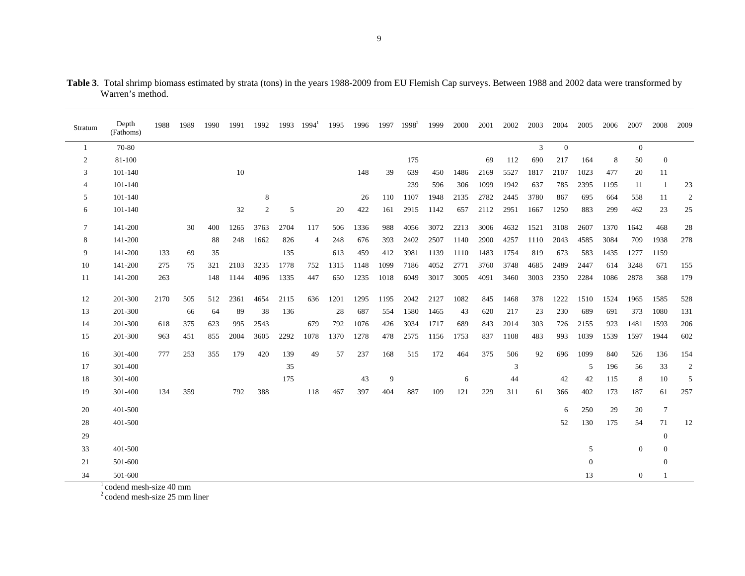**Table 3**. Total shrimp biomass estimated by strata (tons) in the years 1988-2009 from EU Flemish Cap surveys. Between 1988 and 2002 data were transformed by Warren's method.

| Stratum | Depth (Fathoms) | 1988 | 1989 | 1990 | 1991 | 1992 | 1993 | 1994[1] | 1995 | 1996 | 1997 | 1998[2] | 1999 | 2000 | 2001 | 2002 | 2003 | 2004 | 2005 | 2006 | 2007 | 2008 | 2009 |
|---|---|---|---|---|---|---|---|---|---|---|---|---|---|---|---|---|---|---|---|---|---|---|---|
| 1 | 70-80 | | | | | | | | | | | | | | | | 3 | 0 | | | 0 | | |
| 2 | 81-100 | | | | | | | | | | | 175 | | | 69 | 112 | 690 | 217 | 164 | 8 | 50 | 0 | |
| 3 | 101-140 | | | | 10 | | | | | 148 | 39 | 639 | 450 | 1486 | 2169 | 5527 | 1817 | 2107 | 1023 | 477 | 20 | 11 | |
| 4 | 101-140 | | | | | | | | | | | 239 | 596 | 306 | 1099 | 1942 | 637 | 785 | 2395 | 1195 | 11 | 1 | 23 |
| 5 | 101-140 | | | | | 8 | | | | 26 | 110 | 1107 | 1948 | 2135 | 2782 | 2445 | 3780 | 867 | 695 | 664 | 558 | 11 | 2 |
| 6 | 101-140 | | | | 32 | 2 | 5 | | 20 | 422 | 161 | 2915 | 1142 | 657 | 2112 | 2951 | 1667 | 1250 | 883 | 299 | 462 | 23 | 25 |
| 7 | 141-200 | | 30 | 400 | 1265 | 3763 | 2704 | 117 | 506 | 1336 | 988 | 4056 | 3072 | 2213 | 3006 | 4632 | 1521 | 3108 | 2607 | 1370 | 1642 | 468 | 28 |
| 8 | 141-200 | | | 88 | 248 | 1662 | 826 | 4 | 248 | 676 | 393 | 2402 | 2507 | 1140 | 2900 | 4257 | 1110 | 2043 | 4585 | 3084 | 709 | 1938 | 278 |
| 9 | 141-200 | 133 | 69 | 35 | | | 135 | | 613 | 459 | 412 | 3981 | 1139 | 1110 | 1483 | 1754 | 819 | 673 | 583 | 1435 | 1277 | 1159 | |
| 10 | 141-200 | 275 | 75 | 321 | 2103 | 3235 | 1778 | 752 | 1315 | 1148 | 1099 | 7186 | 4052 | 2771 | 3760 | 3748 | 4685 | 2489 | 2447 | 614 | 3248 | 671 | 155 |
| 11 | 141-200 | 263 | | 148 | 1144 | 4096 | 1335 | 447 | 650 | 1235 | 1018 | 6049 | 3017 | 3005 | 4091 | 3460 | 3003 | 2350 | 2284 | 1086 | 2878 | 368 | 179 |
| 12 | 201-300 | 2170 | 505 | 512 | 2361 | 4654 | 2115 | 636 | 1201 | 1295 | 1195 | 2042 | 2127 | 1082 | 845 | 1468 | 378 | 1222 | 1510 | 1524 | 1965 | 1585 | 528 |
| 13 | 201-300 | | 66 | 64 | 89 | 38 | 136 | | 28 | 687 | 554 | 1580 | 1465 | 43 | 620 | 217 | 23 | 230 | 689 | 691 | 373 | 1080 | 131 |
| 14 | 201-300 | 618 | 375 | 623 | 995 | 2543 | | 679 | 792 | 1076 | 426 | 3034 | 1717 | 689 | 843 | 2014 | 303 | 726 | 2155 | 923 | 1481 | 1593 | 206 |
| 15 | 201-300 | 963 | 451 | 855 | 2004 | 3605 | 2292 | 1078 | 1370 | 1278 | 478 | 2575 | 1156 | 1753 | 837 | 1108 | 483 | 993 | 1039 | 1539 | 1597 | 1944 | 602 |
| 16 | 301-400 | 777 | 253 | 355 | 179 | 420 | 139 | 49 | 57 | 237 | 168 | 515 | 172 | 464 | 375 | 506 | 92 | 696 | 1099 | 840 | 526 | 136 | 154 |
| 17 | 301-400 | | | | | | 35 | | | | | | | | | 3 | | | 5 | 196 | 56 | 33 | 2 |
| 18 | 301-400 | | | | | | 175 | | | 43 | 9 | | | 6 | | 44 | | 42 | 42 | 115 | 8 | 10 | 5 |
| 19 | 301-400 | 134 | 359 | | 792 | 388 | | 118 | 467 | 397 | 404 | 887 | 109 | 121 | 229 | 311 | 61 | 366 | 402 | 173 | 187 | 61 | 257 |
| 20 | 401-500 | | | | | | | | | | | | | | | | | 6 | 250 | 29 | 20 | 7 | |
| 28 | 401-500 | | | | | | | | | | | | | | | | | 52 | 130 | 175 | 54 | 71 | 12 |
| 29 | | | | | | | | | | | | | | | | | | | | | | 0 | |
| 33 | 401-500 | | | | | | | | | | | | | | | | | | 5 | | 0 | 0 | |
| 21 | 501-600 | | | | | | | | | | | | | | | | | | 0 | | | 0 | |
| 34 | 501-600 | | | | | | | | | | | | | | | | | | 13 | | 0 | 1 | |

[1] codend mesh-size 40 mm
[2] codend mesh-size 25 mm liner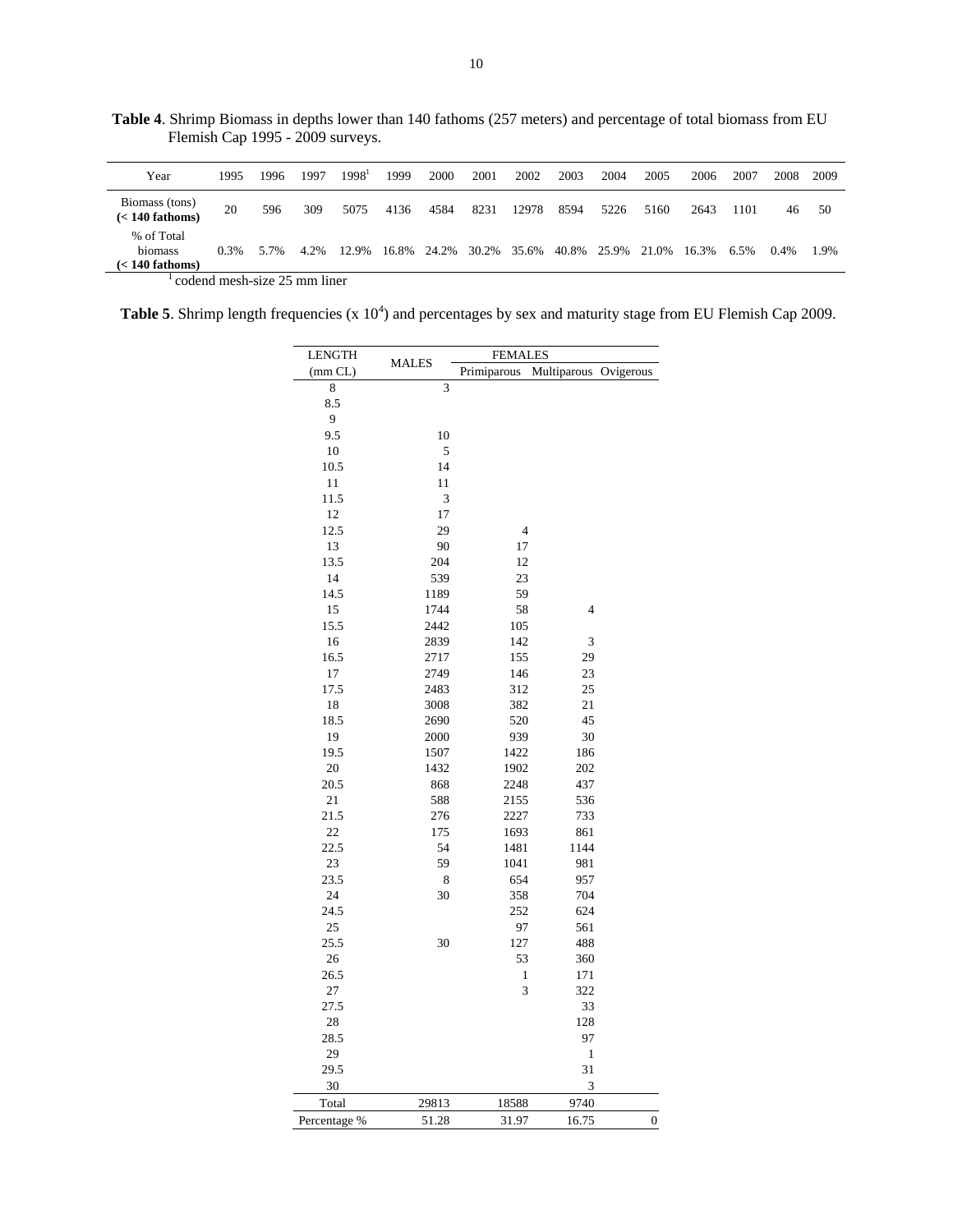**Table 4**. Shrimp Biomass in depths lower than 140 fathoms (257 meters) and percentage of total biomass from EU Flemish Cap 1995 - 2009 surveys.

| Year | 1995 | 1996 | 1997 | 1998[1] | 1999 | 2000 | 2001 | 2002 | 2003 | 2004 | 2005 | 2006 | 2007 | 2008 | 2009 |
|---|---|---|---|---|---|---|---|---|---|---|---|---|---|---|---|
| Biomass (tons) **(< 140 fathoms)** | 20 | 596 | 309 | 5075 | 4136 | 4584 | 8231 | 12978 | 8594 | 5226 | 5160 | 2643 | 1101 | 46 | 50 |
| % of Total biomass **(< 140 fathoms)** | 0.3% | 5.7% | 4.2% | 12.9% | 16.8% | 24.2% | 30.2% | 35.6% | 40.8% | 25.9% | 21.0% | 16.3% | 6.5% | 0.4% | 1.9% |

[1] codend mesh-size 25 mm liner

**Table 5**. Shrimp length frequencies (x $10^4$) and percentages by sex and maturity stage from EU Flemish Cap 2009.

| LENGTH | MALES | FEMALES | | |
|---|---|---|---|---|
| (mm CL) | | Primiparous | Multiparous | Ovigerous |
| 8 | 3 | | | |
| 8.5 | | | | |
| 9 | | | | |
| 9.5 | 10 | | | |
| 10 | 5 | | | |
| 10.5 | 14 | | | |
| 11 | 11 | | | |
| 11.5 | 3 | | | |
| 12 | 17 | | | |
| 12.5 | 29 | 4 | | |
| 13 | 90 | 17 | | |
| 13.5 | 204 | 12 | | |
| 14 | 539 | 23 | | |
| 14.5 | 1189 | 59 | | |
| 15 | 1744 | 58 | 4 | |
| 15.5 | 2442 | 105 | | |
| 16 | 2839 | 142 | 3 | |
| 16.5 | 2717 | 155 | 29 | |
| 17 | 2749 | 146 | 23 | |
| 17.5 | 2483 | 312 | 25 | |
| 18 | 3008 | 382 | 21 | |
| 18.5 | 2690 | 520 | 45 | |
| 19 | 2000 | 939 | 30 | |
| 19.5 | 1507 | 1422 | 186 | |
| 20 | 1432 | 1902 | 202 | |
| 20.5 | 868 | 2248 | 437 | |
| 21 | 588 | 2155 | 536 | |
| 21.5 | 276 | 2227 | 733 | |
| 22 | 175 | 1693 | 861 | |
| 22.5 | 54 | 1481 | 1144 | |
| 23 | 59 | 1041 | 981 | |
| 23.5 | 8 | 654 | 957 | |
| 24 | 30 | 358 | 704 | |
| 24.5 | | 252 | 624 | |
| 25 | | 97 | 561 | |
| 25.5 | 30 | 127 | 488 | |
| 26 | | 53 | 360 | |
| 26.5 | | 1 | 171 | |
| 27 | | 3 | 322 | |
| 27.5 | | | 33 | |
| 28 | | | 128 | |
| 28.5 | | | 97 | |
| 29 | | | 1 | |
| 29.5 | | | 31 | |
| 30 | | | 3 | |
| Total | 29813 | 18588 | 9740 | |
| Percentage % | 51.28 | 31.97 | 16.75 | 0 |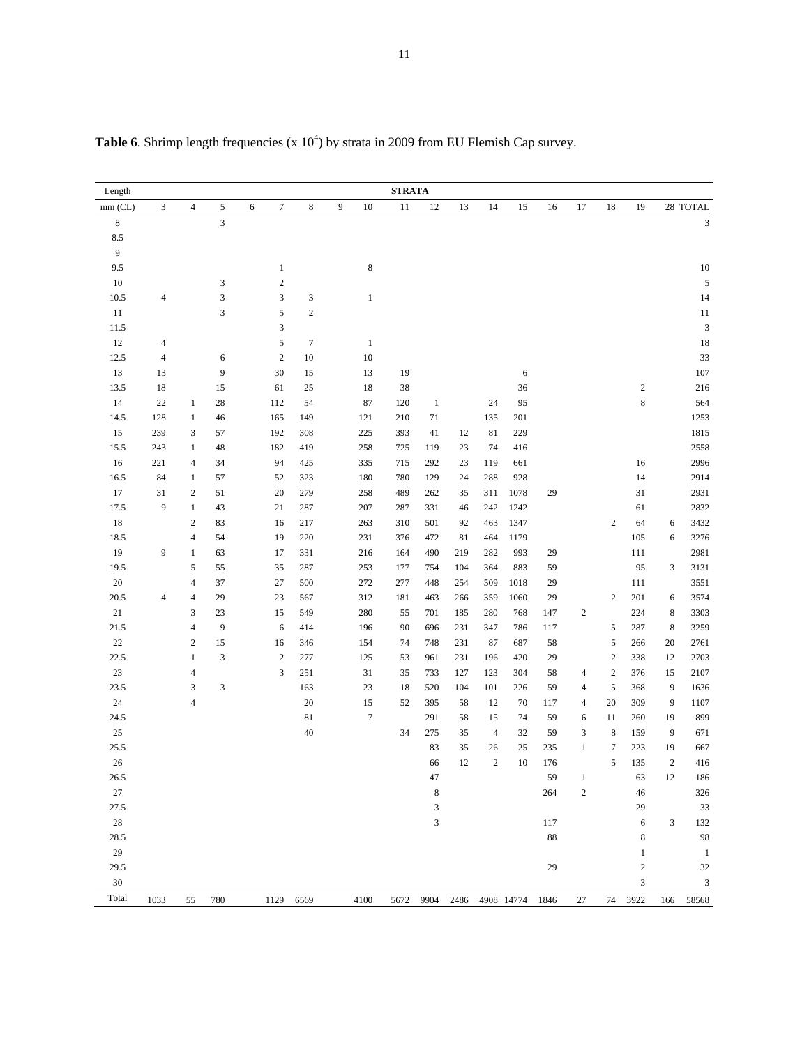**Table 6**. Shrimp length frequencies (x $10^4$) by strata in 2009 from EU Flemish Cap survey.

| Length | | | | | | | | | STRATA | | | | | | | | | | |
|---|---|---|---|---|---|---|---|---|---|---|---|---|---|---|---|---|---|---|---|
| mm (CL) | 3 | 4 | 5 | 6 | 7 | 8 | 9 | 10 | 11 | 12 | 13 | 14 | 15 | 16 | 17 | 18 | 19 | 28 | TOTAL |
| 8 | | | 3 | | | | | | | | | | | | | | | | 3 |
| 8.5 | | | | | | | | | | | | | | | | | | | |
| 9 | | | | | | | | | | | | | | | | | | | |
| 9.5 | | | | | 1 | | | 8 | | | | | | | | | | | 10 |
| 10 | | | 3 | | 2 | | | | | | | | | | | | | | 5 |
| 10.5 | 4 | | 3 | | 3 | 3 | | 1 | | | | | | | | | | | 14 |
| 11 | | | 3 | | 5 | 2 | | | | | | | | | | | | | 11 |
| 11.5 | | | | | 3 | | | | | | | | | | | | | | 3 |
| 12 | 4 | | | | 5 | 7 | | 1 | | | | | | | | | | | 18 |
| 12.5 | 4 | | 6 | | 2 | 10 | | 10 | | | | | | | | | | | 33 |
| 13 | 13 | | 9 | | 30 | 15 | | 13 | 19 | | | | 6 | | | | | | 107 |
| 13.5 | 18 | | 15 | | 61 | 25 | | 18 | 38 | | | | 36 | | | | 2 | | 216 |
| 14 | 22 | 1 | 28 | | 112 | 54 | | 87 | 120 | 1 | | 24 | 95 | | | | 8 | | 564 |
| 14.5 | 128 | 1 | 46 | | 165 | 149 | | 121 | 210 | 71 | | 135 | 201 | | | | | | 1253 |
| 15 | 239 | 3 | 57 | | 192 | 308 | | 225 | 393 | 41 | 12 | 81 | 229 | | | | | | 1815 |
| 15.5 | 243 | 1 | 48 | | 182 | 419 | | 258 | 725 | 119 | 23 | 74 | 416 | | | | | | 2558 |
| 16 | 221 | 4 | 34 | | 94 | 425 | | 335 | 715 | 292 | 23 | 119 | 661 | | | | 16 | | 2996 |
| 16.5 | 84 | 1 | 57 | | 52 | 323 | | 180 | 780 | 129 | 24 | 288 | 928 | | | | 14 | | 2914 |
| 17 | 31 | 2 | 51 | | 20 | 279 | | 258 | 489 | 262 | 35 | 311 | 1078 | 29 | | | 31 | | 2931 |
| 17.5 | 9 | 1 | 43 | | 21 | 287 | | 207 | 287 | 331 | 46 | 242 | 1242 | | | | 61 | | 2832 |
| 18 | | 2 | 83 | | 16 | 217 | | 263 | 310 | 501 | 92 | 463 | 1347 | | | 2 | 64 | 6 | 3432 |
| 18.5 | | 4 | 54 | | 19 | 220 | | 231 | 376 | 472 | 81 | 464 | 1179 | | | | 105 | 6 | 3276 |
| 19 | 9 | 1 | 63 | | 17 | 331 | | 216 | 164 | 490 | 219 | 282 | 993 | 29 | | | 111 | | 2981 |
| 19.5 | | 5 | 55 | | 35 | 287 | | 253 | 177 | 754 | 104 | 364 | 883 | 59 | | | 95 | 3 | 3131 |
| 20 | | 4 | 37 | | 27 | 500 | | 272 | 277 | 448 | 254 | 509 | 1018 | 29 | | | 111 | | 3551 |
| 20.5 | 4 | 4 | 29 | | 23 | 567 | | 312 | 181 | 463 | 266 | 359 | 1060 | 29 | | 2 | 201 | 6 | 3574 |
| 21 | | 3 | 23 | | 15 | 549 | | 280 | 55 | 701 | 185 | 280 | 768 | 147 | 2 | | 224 | 8 | 3303 |
| 21.5 | | 4 | 9 | | 6 | 414 | | 196 | 90 | 696 | 231 | 347 | 786 | 117 | | 5 | 287 | 8 | 3259 |
| 22 | | 2 | 15 | | 16 | 346 | | 154 | 74 | 748 | 231 | 87 | 687 | 58 | | 5 | 266 | 20 | 2761 |
| 22.5 | | 1 | 3 | | 2 | 277 | | 125 | 53 | 961 | 231 | 196 | 420 | 29 | | 2 | 338 | 12 | 2703 |
| 23 | | 4 | | | 3 | 251 | | 31 | 35 | 733 | 127 | 123 | 304 | 58 | 4 | 2 | 376 | 15 | 2107 |
| 23.5 | | 3 | 3 | | | 163 | | 23 | 18 | 520 | 104 | 101 | 226 | 59 | 4 | 5 | 368 | 9 | 1636 |
| 24 | | 4 | | | | 20 | | 15 | 52 | 395 | 58 | 12 | 70 | 117 | 4 | 20 | 309 | 9 | 1107 |
| 24.5 | | | | | | 81 | | 7 | | 291 | 58 | 15 | 74 | 59 | 6 | 11 | 260 | 19 | 899 |
| 25 | | | | | | 40 | | | 34 | 275 | 35 | 4 | 32 | 59 | 3 | 8 | 159 | 9 | 671 |
| 25.5 | | | | | | | | | | 83 | 35 | 26 | 25 | 235 | 1 | 7 | 223 | 19 | 667 |
| 26 | | | | | | | | | | 66 | 12 | 2 | 10 | 176 | | 5 | 135 | 2 | 416 |
| 26.5 | | | | | | | | | | 47 | | | | 59 | 1 | | 63 | 12 | 186 |
| 27 | | | | | | | | | | 8 | | | | 264 | 2 | | 46 | | 326 |
| 27.5 | | | | | | | | | | 3 | | | | | | | 29 | | 33 |
| 28 | | | | | | | | | | 3 | | | | 117 | | | 6 | 3 | 132 |
| 28.5 | | | | | | | | | | | | | | 88 | | | 8 | | 98 |
| 29 | | | | | | | | | | | | | | | | | 1 | | 1 |
| 29.5 | | | | | | | | | | | | | | 29 | | | 2 | | 32 |
| 30 | | | | | | | | | | | | | | | | | 3 | | 3 |
| Total | 1033 | 55 | 780 | | 1129 | 6569 | | 4100 | 5672 | 9904 | 2486 | 4908 | 14774 | 1846 | 27 | 74 | 3922 | 166 | 58568 |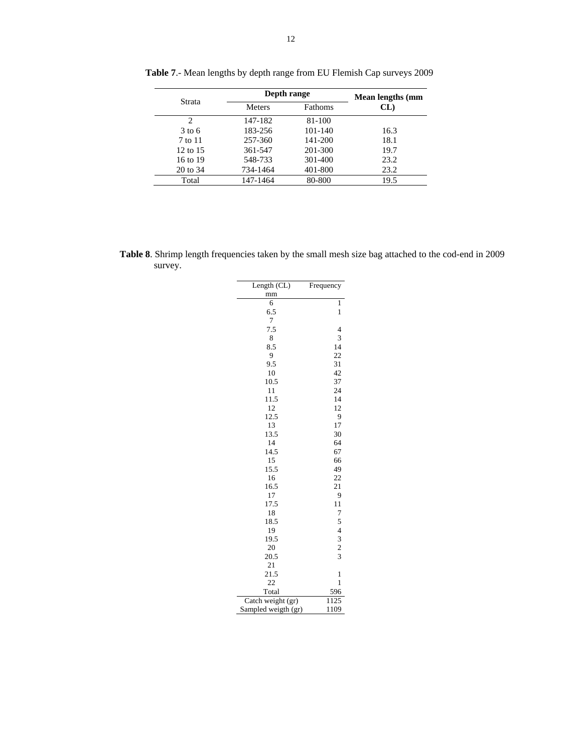**Table 7**.- Mean lengths by depth range from EU Flemish Cap surveys 2009

| Strata | Depth range | | Mean lengths (mm CL) |
|---|---|---|---|
| | Meters | Fathoms | |
| 2 | 147-182 | 81-100 | |
| 3 to 6 | 183-256 | 101-140 | 16.3 |
| 7 to 11 | 257-360 | 141-200 | 18.1 |
| 12 to 15 | 361-547 | 201-300 | 19.7 |
| 16 to 19 | 548-733 | 301-400 | 23.2 |
| 20 to 34 | 734-1464 | 401-800 | 23.2 |
| Total | 147-1464 | 80-800 | 19.5 |

**Table 8**. Shrimp length frequencies taken by the small mesh size bag attached to the cod-end in 2009 survey.

| Length (CL) mm | Frequency |
|---|---|
| 6 | 1 |
| 6.5 | 1 |
| 7 | |
| 7.5 | 4 |
| 8 | 3 |
| 8.5 | 14 |
| 9 | 22 |
| 9.5 | 31 |
| 10 | 42 |
| 10.5 | 37 |
| 11 | 24 |
| 11.5 | 14 |
| 12 | 12 |
| 12.5 | 9 |
| 13 | 17 |
| 13.5 | 30 |
| 14 | 64 |
| 14.5 | 67 |
| 15 | 66 |
| 15.5 | 49 |
| 16 | 22 |
| 16.5 | 21 |
| 17 | 9 |
| 17.5 | 11 |
| 18 | 7 |
| 18.5 | 5 |
| 19 | 4 |
| 19.5 | 3 |
| 20 | 2 |
| 20.5 | 3 |
| 21 | |
| 21.5 | 1 |
| 22 | 1 |
| Total | 596 |
| Catch weight (gr) | 1125 |
| Sampled weigth (gr) | 1109 |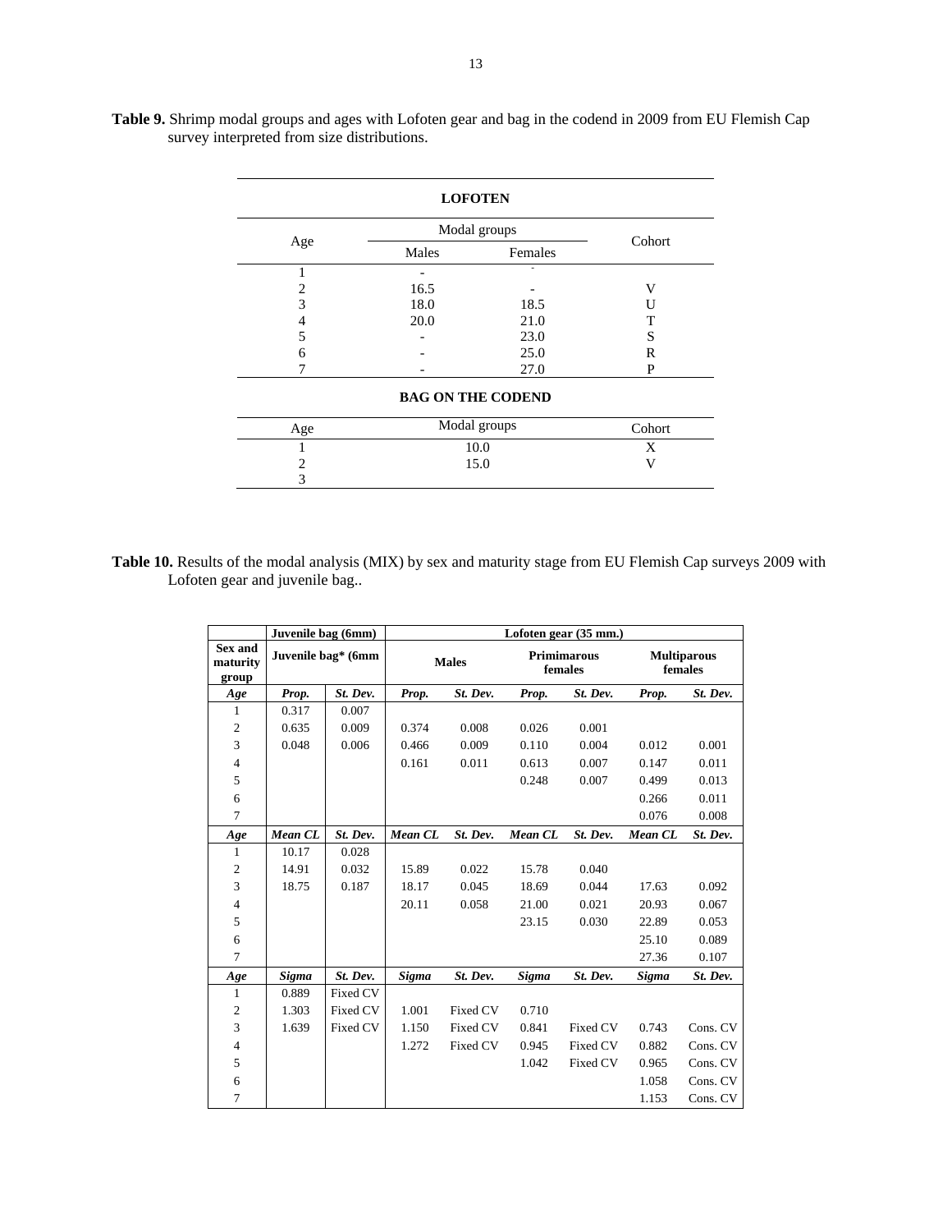**Table 9.** Shrimp modal groups and ages with Lofoten gear and bag in the codend in 2009 from EU Flemish Cap survey interpreted from size distributions.

| LOFOTEN | | | |
|---|---|---|---|
| Age | Modal groups | | Cohort |
| | Males | Females | |
| 1 | - | - | |
| 2 | 16.5 | - | V |
| 3 | 18.0 | 18.5 | U |
| 4 | 20.0 | 21.0 | T |
| 5 | - | 23.0 | S |
| 6 | - | 25.0 | R |
| 7 | - | 27.0 | P |
| **BAG ON THE CODEND** | | | |
| Age | Modal groups | | Cohort |
| 1 | 10.0 | | X |
| 2 | 15.0 | | V |
| 3 | | | |

**Table 10.** Results of the modal analysis (MIX) by sex and maturity stage from EU Flemish Cap surveys 2009 with Lofoten gear and juvenile bag..

| | Juvenile bag (6mm) | | Lofoten gear (35 mm.) | | | | | |
|---|---|---|---|---|---|---|---|---|
| **Sex and maturity group** | **Juvenile bag* (6mm** | | **Males** | | **Primimarous females** | | **Multiparous females** | |
| ***Age*** | ***Prop.*** | ***St. Dev.*** | ***Prop.*** | ***St. Dev.*** | ***Prop.*** | ***St. Dev.*** | ***Prop.*** | ***St. Dev.*** |
| 1 | 0.317 | 0.007 | | | | | | |
| 2 | 0.635 | 0.009 | 0.374 | 0.008 | 0.026 | 0.001 | | |
| 3 | 0.048 | 0.006 | 0.466 | 0.009 | 0.110 | 0.004 | 0.012 | 0.001 |
| 4 | | | 0.161 | 0.011 | 0.613 | 0.007 | 0.147 | 0.011 |
| 5 | | | | | 0.248 | 0.007 | 0.499 | 0.013 |
| 6 | | | | | | | 0.266 | 0.011 |
| 7 | | | | | | | 0.076 | 0.008 |
| ***Age*** | ***Mean CL*** | ***St. Dev.*** | ***Mean CL*** | ***St. Dev.*** | ***Mean CL*** | ***St. Dev.*** | ***Mean CL*** | ***St. Dev.*** |
| 1 | 10.17 | 0.028 | | | | | | |
| 2 | 14.91 | 0.032 | 15.89 | 0.022 | 15.78 | 0.040 | | |
| 3 | 18.75 | 0.187 | 18.17 | 0.045 | 18.69 | 0.044 | 17.63 | 0.092 |
| 4 | | | 20.11 | 0.058 | 21.00 | 0.021 | 20.93 | 0.067 |
| 5 | | | | | 23.15 | 0.030 | 22.89 | 0.053 |
| 6 | | | | | | | 25.10 | 0.089 |
| 7 | | | | | | | 27.36 | 0.107 |
| ***Age*** | ***Sigma*** | ***St. Dev.*** | ***Sigma*** | ***St. Dev.*** | ***Sigma*** | ***St. Dev.*** | ***Sigma*** | ***St. Dev.*** |
| 1 | 0.889 | Fixed CV | | | | | | |
| 2 | 1.303 | Fixed CV | 1.001 | Fixed CV | 0.710 | | | |
| 3 | 1.639 | Fixed CV | 1.150 | Fixed CV | 0.841 | Fixed CV | 0.743 | Cons. CV |
| 4 | | | 1.272 | Fixed CV | 0.945 | Fixed CV | 0.882 | Cons. CV |
| 5 | | | | | 1.042 | Fixed CV | 0.965 | Cons. CV |
| 6 | | | | | | | 1.058 | Cons. CV |
| 7 | | | | | | | 1.153 | Cons. CV |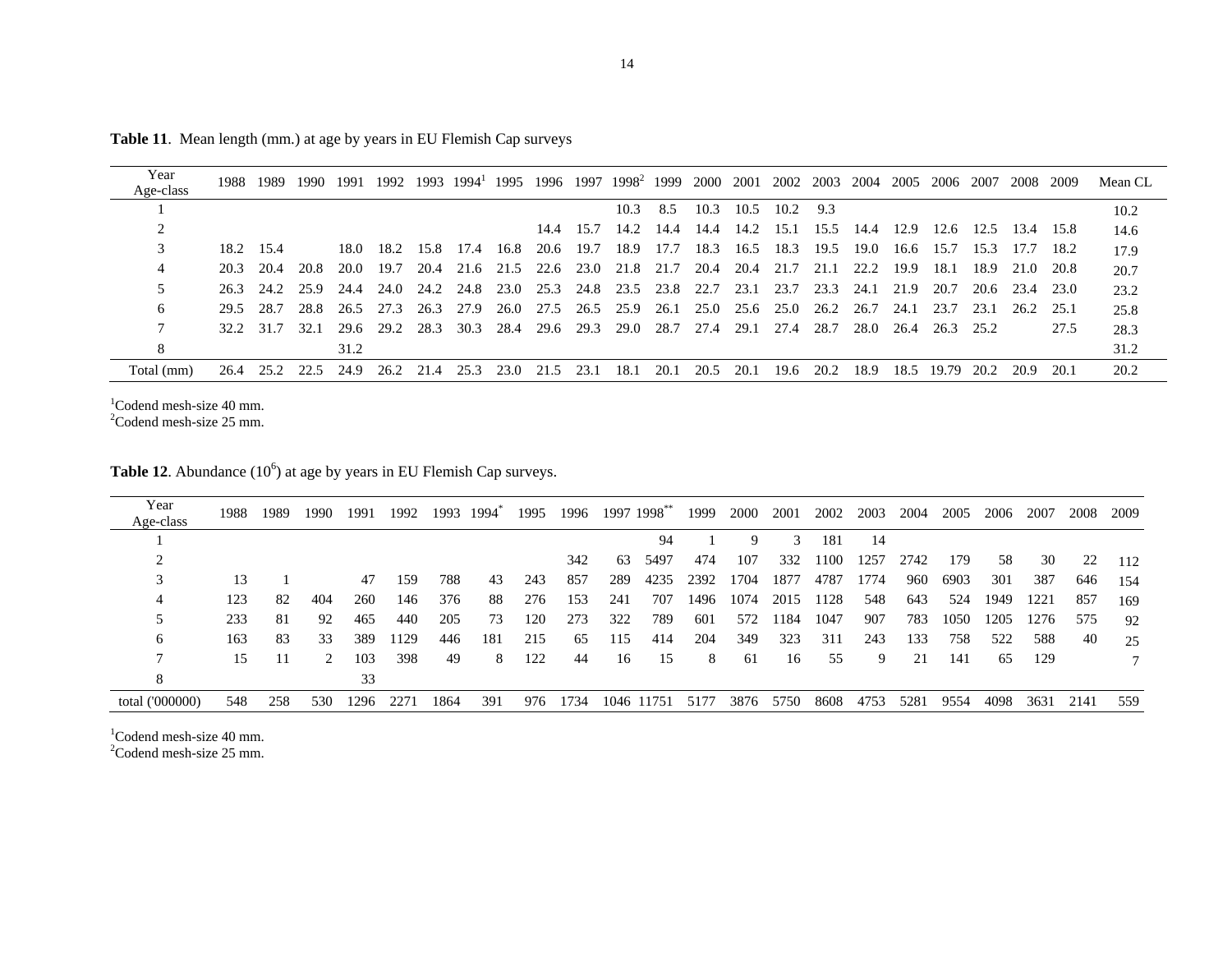**Table 11**. Mean length (mm.) at age by years in EU Flemish Cap surveys

| Year / Age-class | 1988 | 1989 | 1990 | 1991 | 1992 | 1993 | 1994[1] | 1995 | 1996 | 1997 | 1998[2] | 1999 | 2000 | 2001 | 2002 | 2003 | 2004 | 2005 | 2006 | 2007 | 2008 | 2009 | Mean CL |
|---|---|---|---|---|---|---|---|---|---|---|---|---|---|---|---|---|---|---|---|---|---|---|---|
| 1 | | | | | | | | | | | 10.3 | 8.5 | 10.3 | 10.5 | 10.2 | 9.3 | | | | | | | 10.2 |
| 2 | | | | | | | | | 14.4 | 15.7 | 14.2 | 14.4 | 14.4 | 14.2 | 15.1 | 15.5 | 14.4 | 12.9 | 12.6 | 12.5 | 13.4 | 15.8 | 14.6 |
| 3 | 18.2 | 15.4 | | 18.0 | 18.2 | 15.8 | 17.4 | 16.8 | 20.6 | 19.7 | 18.9 | 17.7 | 18.3 | 16.5 | 18.3 | 19.5 | 19.0 | 16.6 | 15.7 | 15.3 | 17.7 | 18.2 | 17.9 |
| 4 | 20.3 | 20.4 | 20.8 | 20.0 | 19.7 | 20.4 | 21.6 | 21.5 | 22.6 | 23.0 | 21.8 | 21.7 | 20.4 | 20.4 | 21.7 | 21.1 | 22.2 | 19.9 | 18.1 | 18.9 | 21.0 | 20.8 | 20.7 |
| 5 | 26.3 | 24.2 | 25.9 | 24.4 | 24.0 | 24.2 | 24.8 | 23.0 | 25.3 | 24.8 | 23.5 | 23.8 | 22.7 | 23.1 | 23.7 | 23.3 | 24.1 | 21.9 | 20.7 | 20.6 | 23.4 | 23.0 | 23.2 |
| 6 | 29.5 | 28.7 | 28.8 | 26.5 | 27.3 | 26.3 | 27.9 | 26.0 | 27.5 | 26.5 | 25.9 | 26.1 | 25.0 | 25.6 | 25.0 | 26.2 | 26.7 | 24.1 | 23.7 | 23.1 | 26.2 | 25.1 | 25.8 |
| 7 | 32.2 | 31.7 | 32.1 | 29.6 | 29.2 | 28.3 | 30.3 | 28.4 | 29.6 | 29.3 | 29.0 | 28.7 | 27.4 | 29.1 | 27.4 | 28.7 | 28.0 | 26.4 | 26.3 | 25.2 | | 27.5 | 28.3 |
| 8 | | | | 31.2 | | | | | | | | | | | | | | | | | | | 31.2 |
| Total (mm) | 26.4 | 25.2 | 22.5 | 24.9 | 26.2 | 21.4 | 25.3 | 23.0 | 21.5 | 23.1 | 18.1 | 20.1 | 20.5 | 20.1 | 19.6 | 20.2 | 18.9 | 18.5 | 19.79 | 20.2 | 20.9 | 20.1 | 20.2 |

[1]Codend mesh-size 40 mm.
[2]Codend mesh-size 25 mm.

**Table 12**. Abundance ($10^6$) at age by years in EU Flemish Cap surveys.

| Year / Age-class | 1988 | 1989 | 1990 | 1991 | 1992 | 1993 | 1994* | 1995 | 1996 | 1997 | 1998** | 1999 | 2000 | 2001 | 2002 | 2003 | 2004 | 2005 | 2006 | 2007 | 2008 | 2009 |
|---|---|---|---|---|---|---|---|---|---|---|---|---|---|---|---|---|---|---|---|---|---|---|
| 1 | | | | | | | | | | | 94 | 1 | 9 | 3 | 181 | 14 | | | | | | |
| 2 | | | | | | | | | 342 | 63 | 5497 | 474 | 107 | 332 | 1100 | 1257 | 2742 | 179 | 58 | 30 | 22 | 112 |
| 3 | 13 | 1 | | 47 | 159 | 788 | 43 | 243 | 857 | 289 | 4235 | 2392 | 1704 | 1877 | 4787 | 1774 | 960 | 6903 | 301 | 387 | 646 | 154 |
| 4 | 123 | 82 | 404 | 260 | 146 | 376 | 88 | 276 | 153 | 241 | 707 | 1496 | 1074 | 2015 | 1128 | 548 | 643 | 524 | 1949 | 1221 | 857 | 169 |
| 5 | 233 | 81 | 92 | 465 | 440 | 205 | 73 | 120 | 273 | 322 | 789 | 601 | 572 | 1184 | 1047 | 907 | 783 | 1050 | 1205 | 1276 | 575 | 92 |
| 6 | 163 | 83 | 33 | 389 | 1129 | 446 | 181 | 215 | 65 | 115 | 414 | 204 | 349 | 323 | 311 | 243 | 133 | 758 | 522 | 588 | 40 | 25 |
| 7 | 15 | 11 | 2 | 103 | 398 | 49 | 8 | 122 | 44 | 16 | 15 | 8 | 61 | 16 | 55 | 9 | 21 | 141 | 65 | 129 | | 7 |
| 8 | | | | 33 | | | | | | | | | | | | | | | | | | |
| total ('000000) | 548 | 258 | 530 | 1296 | 2271 | 1864 | 391 | 976 | 1734 | 1046 | 11751 | 5177 | 3876 | 5750 | 8608 | 4753 | 5281 | 9554 | 4098 | 3631 | 2141 | 559 |

[1]Codend mesh-size 40 mm.
[2]Codend mesh-size 25 mm.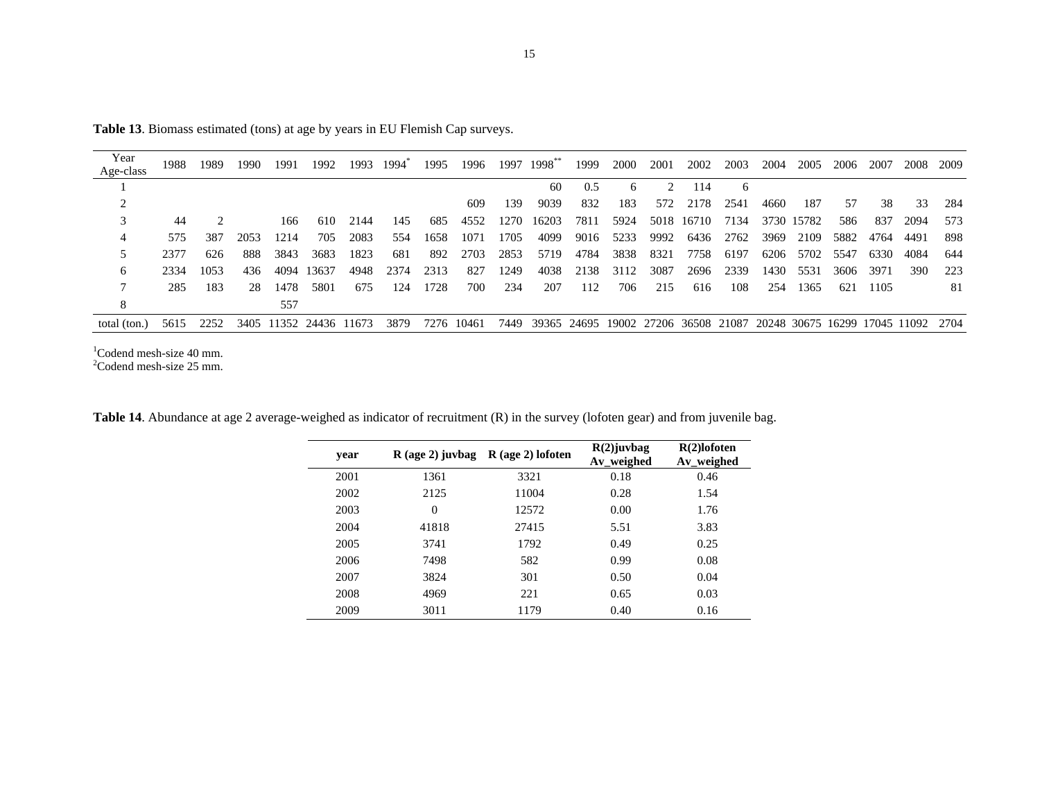**Table 13**. Biomass estimated (tons) at age by years in EU Flemish Cap surveys.

| Year / Age-class | 1988 | 1989 | 1990 | 1991 | 1992 | 1993 | 1994* | 1995 | 1996 | 1997 | 1998** | 1999 | 2000 | 2001 | 2002 | 2003 | 2004 | 2005 | 2006 | 2007 | 2008 | 2009 |
|---|---|---|---|---|---|---|---|---|---|---|---|---|---|---|---|---|---|---|---|---|---|---|
| 1 | | | | | | | | | | | 60 | 0.5 | 6 | 2 | 114 | 6 | | | | | | |
| 2 | | | | | | | | | 609 | 139 | 9039 | 832 | 183 | 572 | 2178 | 2541 | 4660 | 187 | 57 | 38 | 33 | 284 |
| 3 | 44 | 2 | | 166 | 610 | 2144 | 145 | 685 | 4552 | 1270 | 16203 | 7811 | 5924 | 5018 | 16710 | 7134 | 3730 | 15782 | 586 | 837 | 2094 | 573 |
| 4 | 575 | 387 | 2053 | 1214 | 705 | 2083 | 554 | 1658 | 1071 | 1705 | 4099 | 9016 | 5233 | 9992 | 6436 | 2762 | 3969 | 2109 | 5882 | 4764 | 4491 | 898 |
| 5 | 2377 | 626 | 888 | 3843 | 3683 | 1823 | 681 | 892 | 2703 | 2853 | 5719 | 4784 | 3838 | 8321 | 7758 | 6197 | 6206 | 5702 | 5547 | 6330 | 4084 | 644 |
| 6 | 2334 | 1053 | 436 | 4094 | 13637 | 4948 | 2374 | 2313 | 827 | 1249 | 4038 | 2138 | 3112 | 3087 | 2696 | 2339 | 1430 | 5531 | 3606 | 3971 | 390 | 223 |
| 7 | 285 | 183 | 28 | 1478 | 5801 | 675 | 124 | 1728 | 700 | 234 | 207 | 112 | 706 | 215 | 616 | 108 | 254 | 1365 | 621 | 1105 | | 81 |
| 8 | | | | 557 | | | | | | | | | | | | | | | | | | |
| total (ton.) | 5615 | 2252 | 3405 | 11352 | 24436 | 11673 | 3879 | 7276 | 10461 | 7449 | 39365 | 24695 | 19002 | 27206 | 36508 | 21087 | 20248 | 30675 | 16299 | 17045 | 11092 | 2704 |

[1]Codend mesh-size 40 mm.
[2]Codend mesh-size 25 mm.

**Table 14**. Abundance at age 2 average-weighed as indicator of recruitment (R) in the survey (lofoten gear) and from juvenile bag.

| year | R (age 2) juvbag | R (age 2) lofoten | R(2)juvbag Av_weighed | R(2)lofoten Av_weighed |
|---|---|---|---|---|
| 2001 | 1361 | 3321 | 0.18 | 0.46 |
| 2002 | 2125 | 11004 | 0.28 | 1.54 |
| 2003 | 0 | 12572 | 0.00 | 1.76 |
| 2004 | 41818 | 27415 | 5.51 | 3.83 |
| 2005 | 3741 | 1792 | 0.49 | 0.25 |
| 2006 | 7498 | 582 | 0.99 | 0.08 |
| 2007 | 3824 | 301 | 0.50 | 0.04 |
| 2008 | 4969 | 221 | 0.65 | 0.03 |
| 2009 | 3011 | 1179 | 0.40 | 0.16 |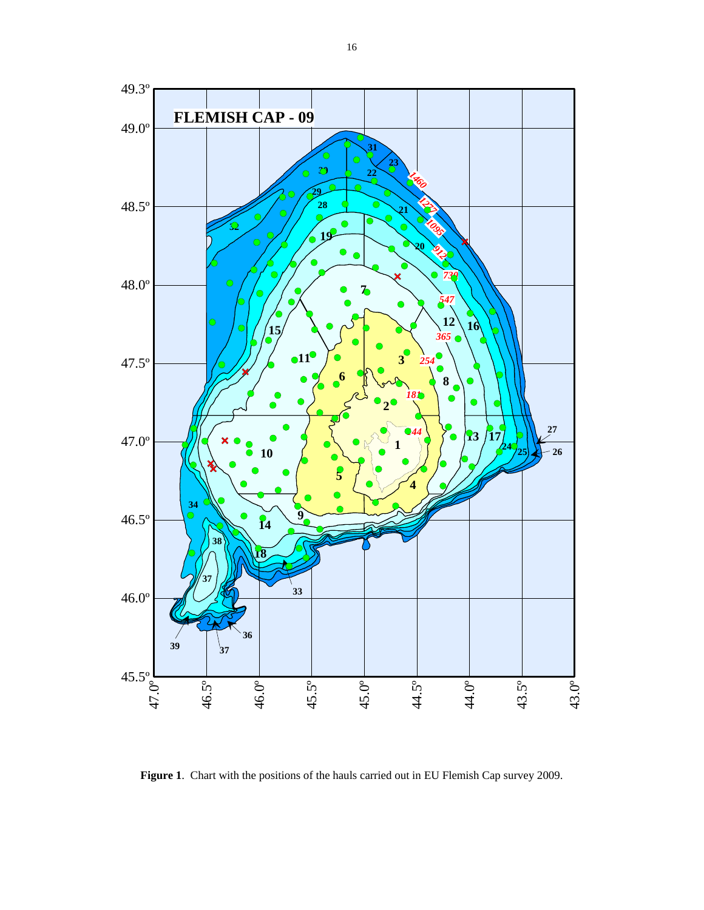**Figure 1**. Chart with the positions of the hauls carried out in EU Flemish Cap survey 2009.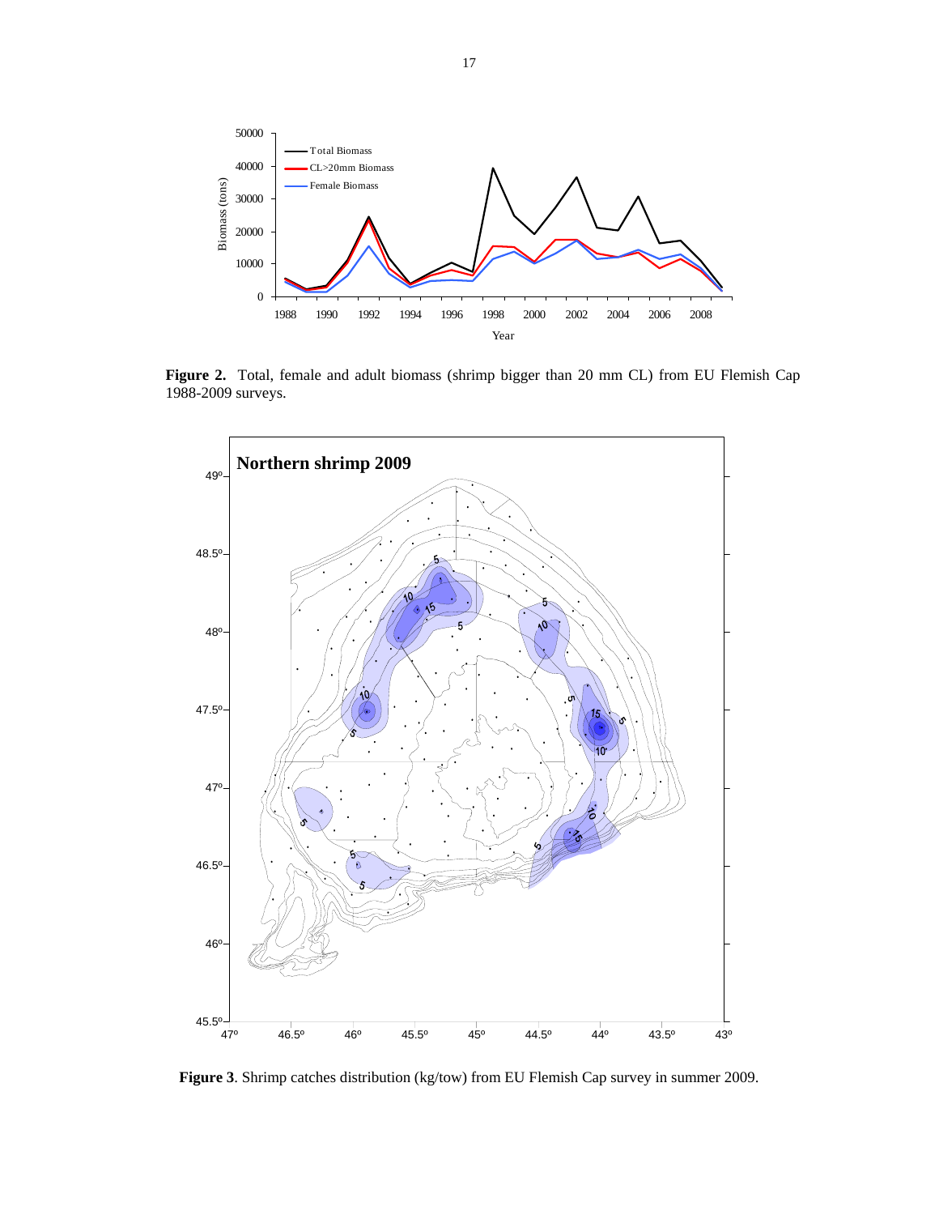**Figure 2.** Total, female and adult biomass (shrimp bigger than 20 mm CL) from EU Flemish Cap 1988-2009 surveys.

**Figure 3**. Shrimp catches distribution (kg/tow) from EU Flemish Cap survey in summer 2009.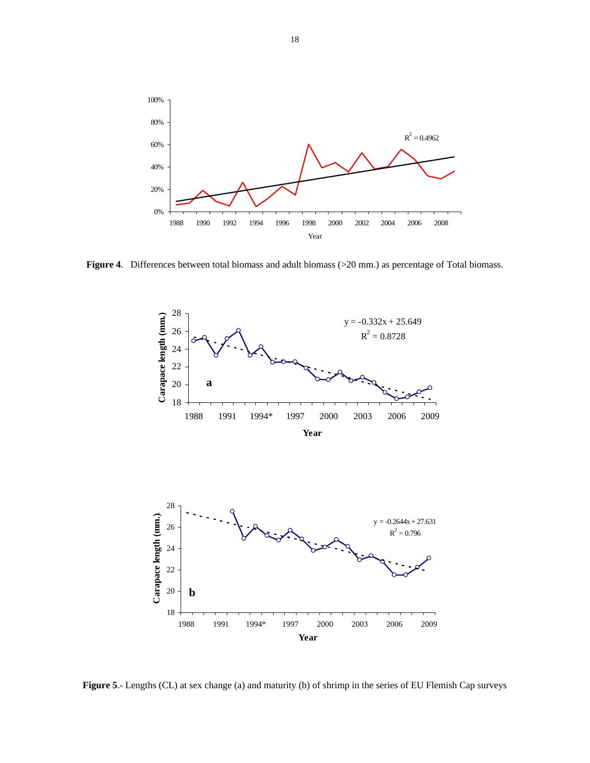**Figure 4**. Differences between total biomass and adult biomass (>20 mm.) as percentage of Total biomass.

**Figure 5**.- Lengths (CL) at sex change (a) and maturity (b) of shrimp in the series of EU Flemish Cap surveys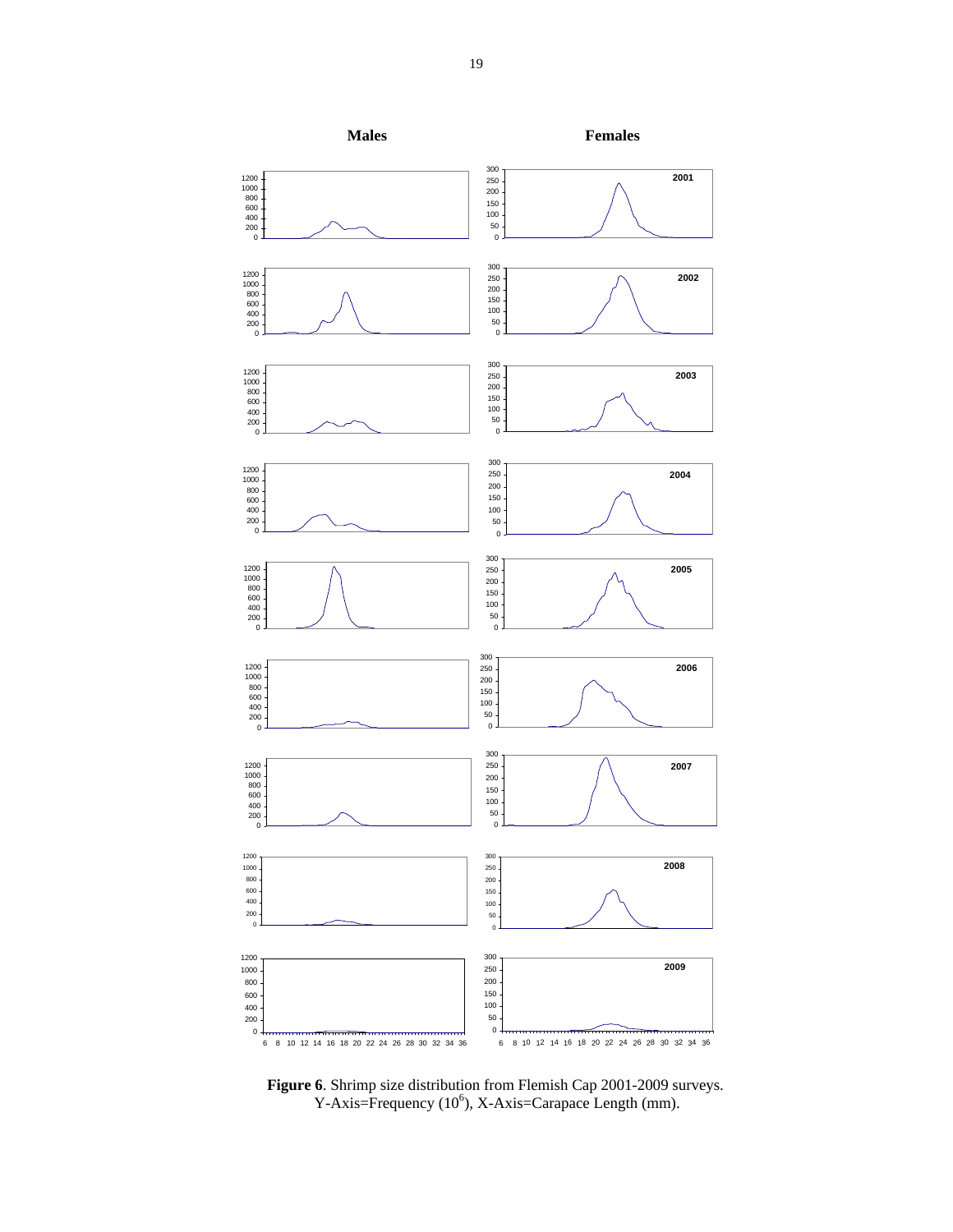**Males** **Females**

**Figure 6**. Shrimp size distribution from Flemish Cap 2001-2009 surveys. Y-Axis=Frequency ($10^6$), X-Axis=Carapace Length (mm).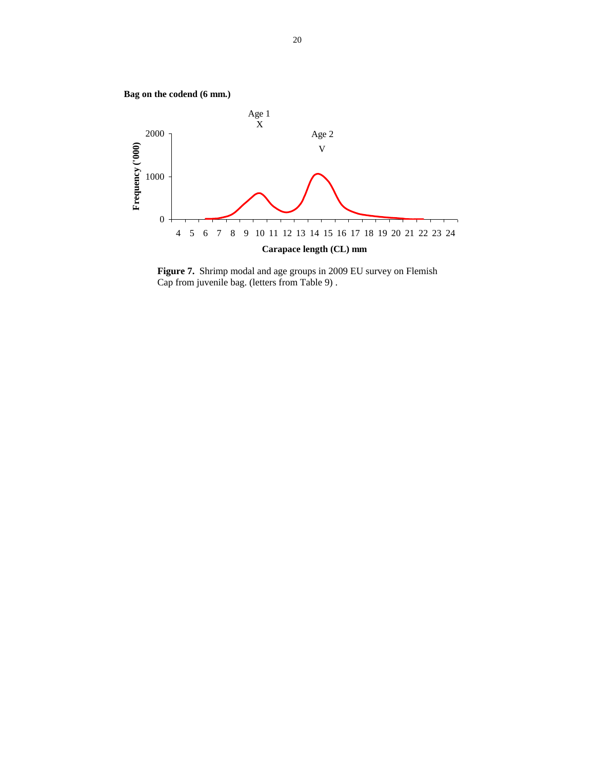**Bag on the codend (6 mm.)**

**Figure 7.** Shrimp modal and age groups in 2009 EU survey on Flemish Cap from juvenile bag. (letters from Table 9) .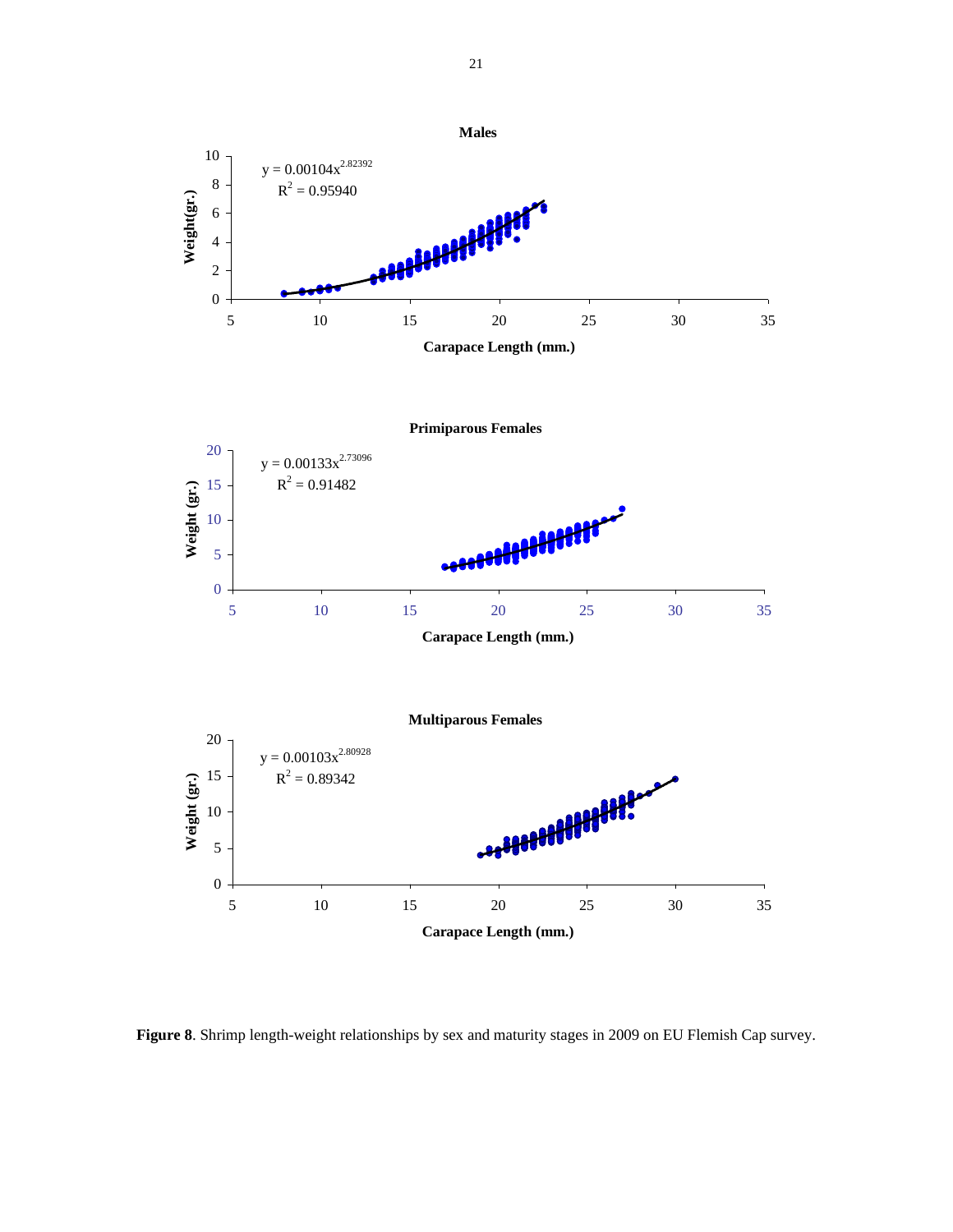**Males**

$y = 0.00104x^{2.82392}$

$R^2 = 0.95940$

**Primiparous Females**

$y = 0.00133x^{2.73096}$

$R^2 = 0.91482$

**Multiparous Females**

$y = 0.00103x^{2.80928}$

$R^2 = 0.89342$

**Figure 8**. Shrimp length-weight relationships by sex and maturity stages in 2009 on EU Flemish Cap survey.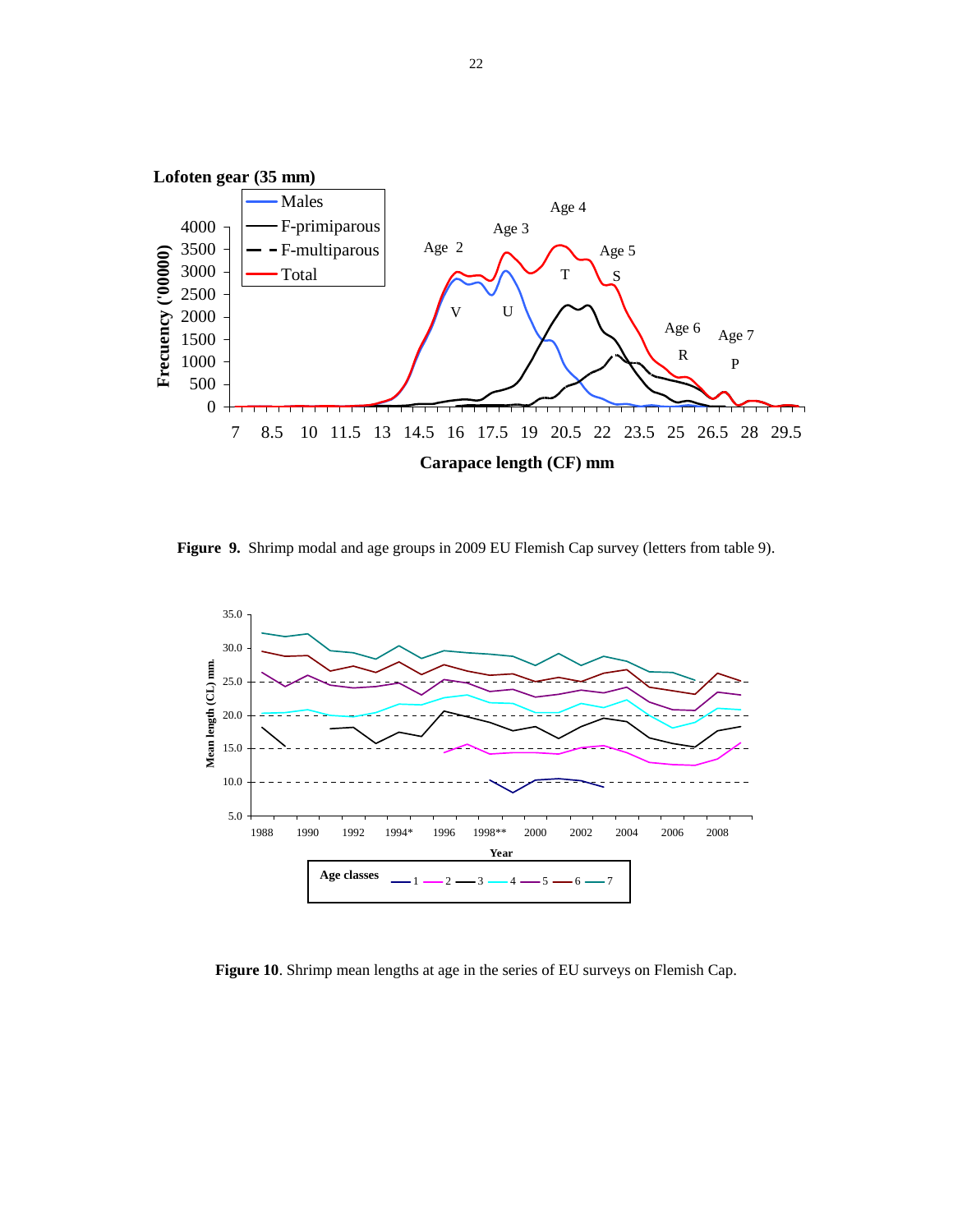**Figure 9.** Shrimp modal and age groups in 2009 EU Flemish Cap survey (letters from table 9).

**Figure 10**. Shrimp mean lengths at age in the series of EU surveys on Flemish Cap.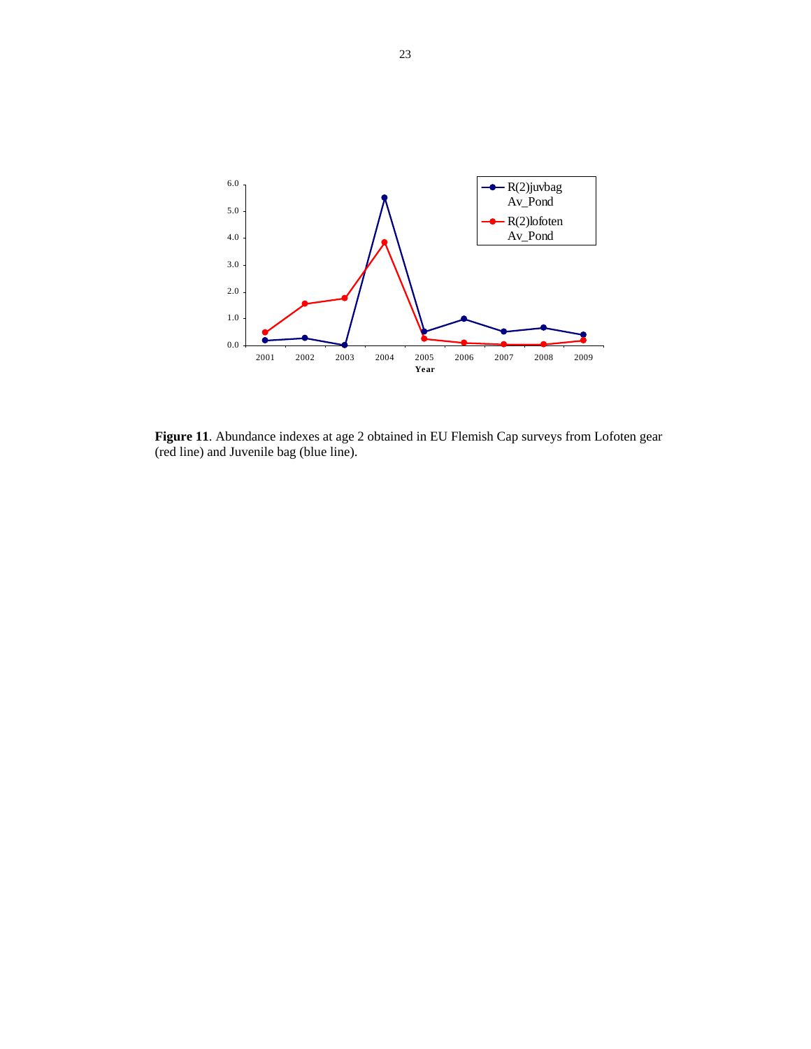6.0
5.0
4.0
3.0
2.0
1.0
0.0

2001 2002 2003 2004 2005 2006 2007 2008 2009

Year

R(2)juvbag Av_Pond

R(2)lofoten Av_Pond

**Figure 11**. Abundance indexes at age 2 obtained in EU Flemish Cap surveys from Lofoten gear (red line) and Juvenile bag (blue line).